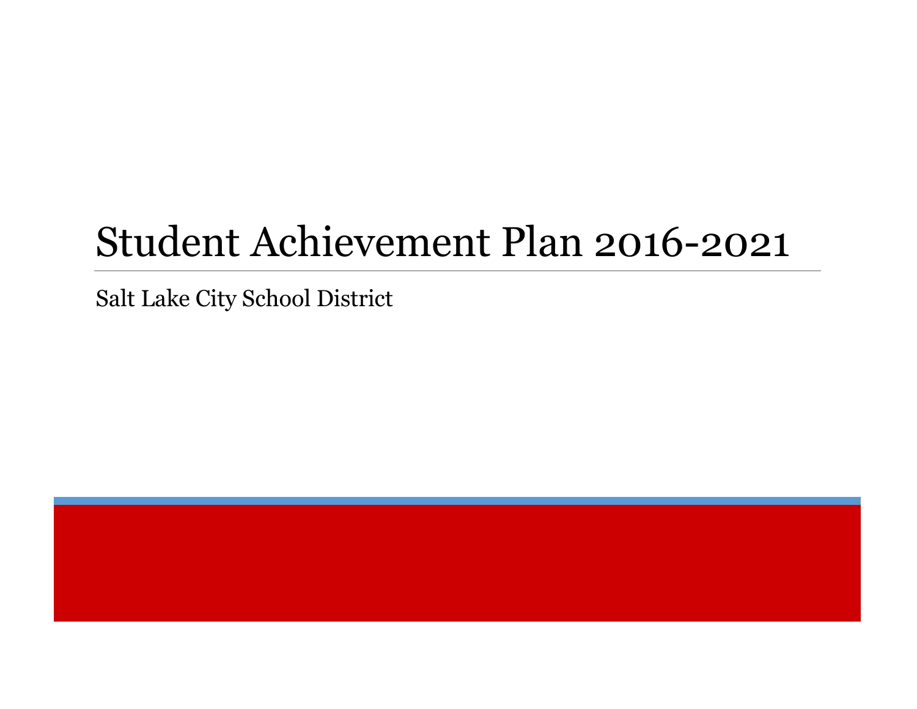# Student Achievement Plan 2016-2021

Salt Lake City School District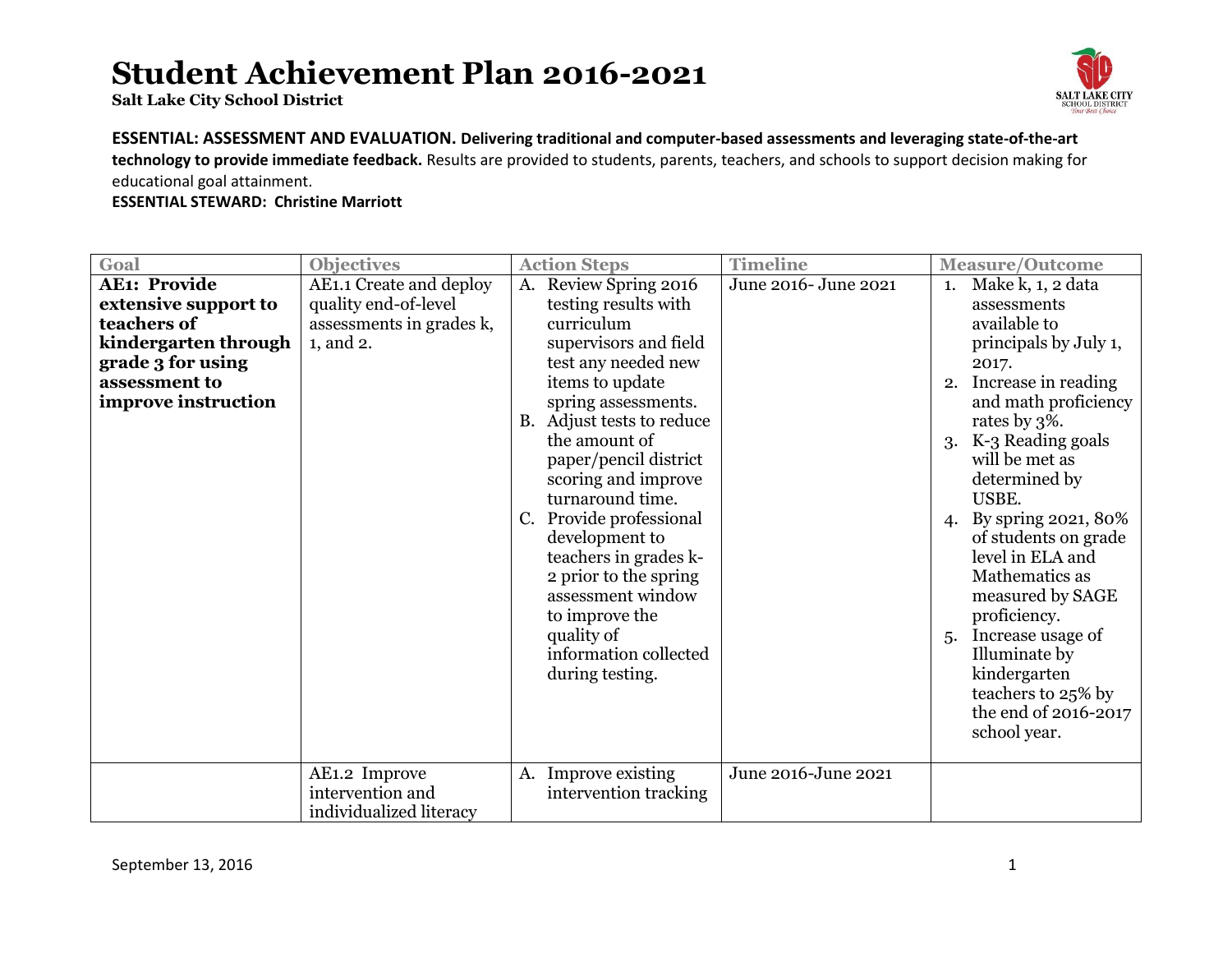# Student Achievement Plan 2016-2021

**Salt Lake City School District**

**ESSENTIAL: ASSESSMENT AND EVALUATION. Delivering traditional and computer-based assessments and leveraging state-of-the-art technology to provide immediate feedback.** Results are provided to students, parents, teachers, and schools to support decision making for educational goal attainment.

**ESSENTIAL STEWARD: Christine Marriott**

| Goal | Objectives | Action Steps | Timeline | Measure/Outcome |
|---|---|---|---|---|
| **AE1: Provide extensive support to teachers of kindergarten through grade 3 for using assessment to improve instruction** | AE1.1 Create and deploy quality end-of-level assessments in grades k, 1, and 2. | A. Review Spring 2016 testing results with curriculum supervisors and field test any needed new items to update spring assessments.<br>B. Adjust tests to reduce the amount of paper/pencil district scoring and improve turnaround time.<br>C. Provide professional development to teachers in grades k-2 prior to the spring assessment window to improve the quality of information collected during testing. | June 2016- June 2021 | 1. Make k, 1, 2 data assessments available to principals by July 1, 2017.<br>2. Increase in reading and math proficiency rates by 3%.<br>3. K-3 Reading goals will be met as determined by USBE.<br>4. By spring 2021, 80% of students on grade level in ELA and Mathematics as measured by SAGE proficiency.<br>5. Increase usage of Illuminate by kindergarten teachers to 25% by the end of 2016-2017 school year. |
| | AE1.2 Improve intervention and individualized literacy | A. Improve existing intervention tracking | June 2016-June 2021 | |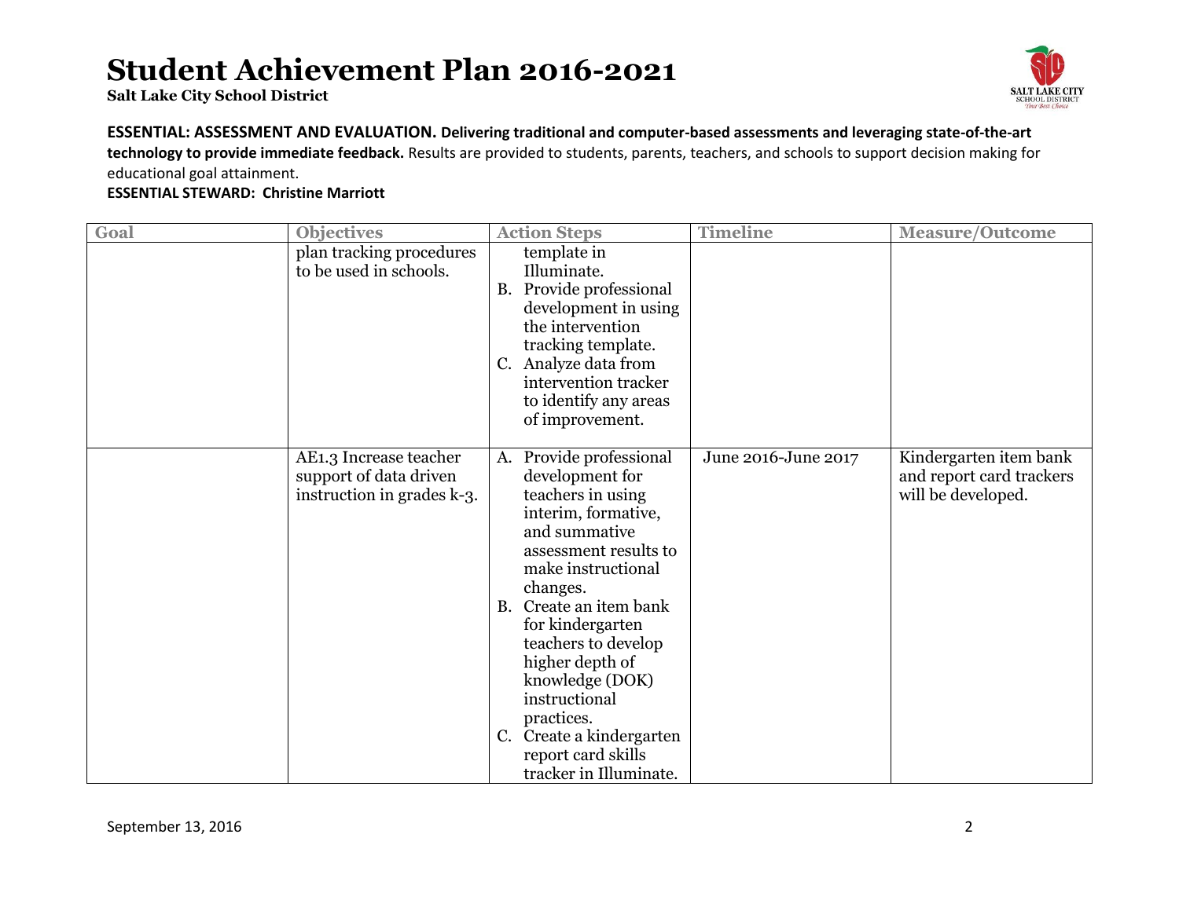# Student Achievement Plan 2016-2021

**Salt Lake City School District**

**ESSENTIAL: ASSESSMENT AND EVALUATION. Delivering traditional and computer-based assessments and leveraging state-of-the-art technology to provide immediate feedback.** Results are provided to students, parents, teachers, and schools to support decision making for educational goal attainment.

**ESSENTIAL STEWARD: Christine Marriott**

| Goal | Objectives | Action Steps | Timeline | Measure/Outcome |
|---|---|---|---|---|
| | plan tracking procedures to be used in schools. | template in Illuminate.<br>B. Provide professional development in using the intervention tracking template.<br>C. Analyze data from intervention tracker to identify any areas of improvement. | | |
| | AE1.3 Increase teacher support of data driven instruction in grades k-3. | A. Provide professional development for teachers in using interim, formative, and summative assessment results to make instructional changes.<br>B. Create an item bank for kindergarten teachers to develop higher depth of knowledge (DOK) instructional practices.<br>C. Create a kindergarten report card skills tracker in Illuminate. | June 2016-June 2017 | Kindergarten item bank and report card trackers will be developed. |

September 13, 2016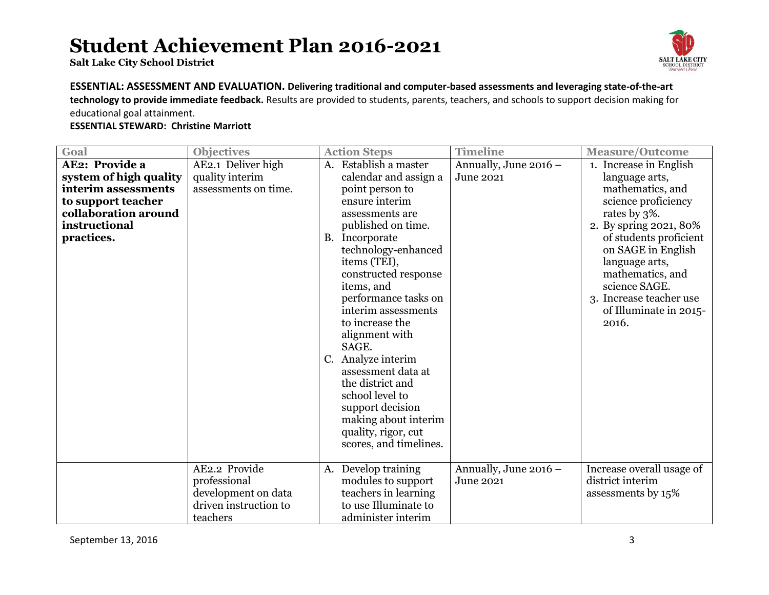# Student Achievement Plan 2016-2021

**Salt Lake City School District**

**ESSENTIAL: ASSESSMENT AND EVALUATION. Delivering traditional and computer-based assessments and leveraging state-of-the-art technology to provide immediate feedback.** Results are provided to students, parents, teachers, and schools to support decision making for educational goal attainment.

**ESSENTIAL STEWARD: Christine Marriott**

| Goal | Objectives | Action Steps | Timeline | Measure/Outcome |
|---|---|---|---|---|
| **AE2: Provide a system of high quality interim assessments to support teacher collaboration around instructional practices.** | AE2.1 Deliver high quality interim assessments on time. | A. Establish a master calendar and assign a point person to ensure interim assessments are published on time.<br>B. Incorporate technology-enhanced items (TEI), constructed response items, and performance tasks on interim assessments to increase the alignment with SAGE.<br>C. Analyze interim assessment data at the district and school level to support decision making about interim quality, rigor, cut scores, and timelines. | Annually, June 2016 – June 2021 | 1. Increase in English language arts, mathematics, and science proficiency rates by 3%.<br>2. By spring 2021, 80% of students proficient on SAGE in English language arts, mathematics, and science SAGE.<br>3. Increase teacher use of Illuminate in 2015-2016. |
| | AE2.2 Provide professional development on data driven instruction to teachers | A. Develop training modules to support teachers in learning to use Illuminate to administer interim | Annually, June 2016 – June 2021 | Increase overall usage of district interim assessments by 15% |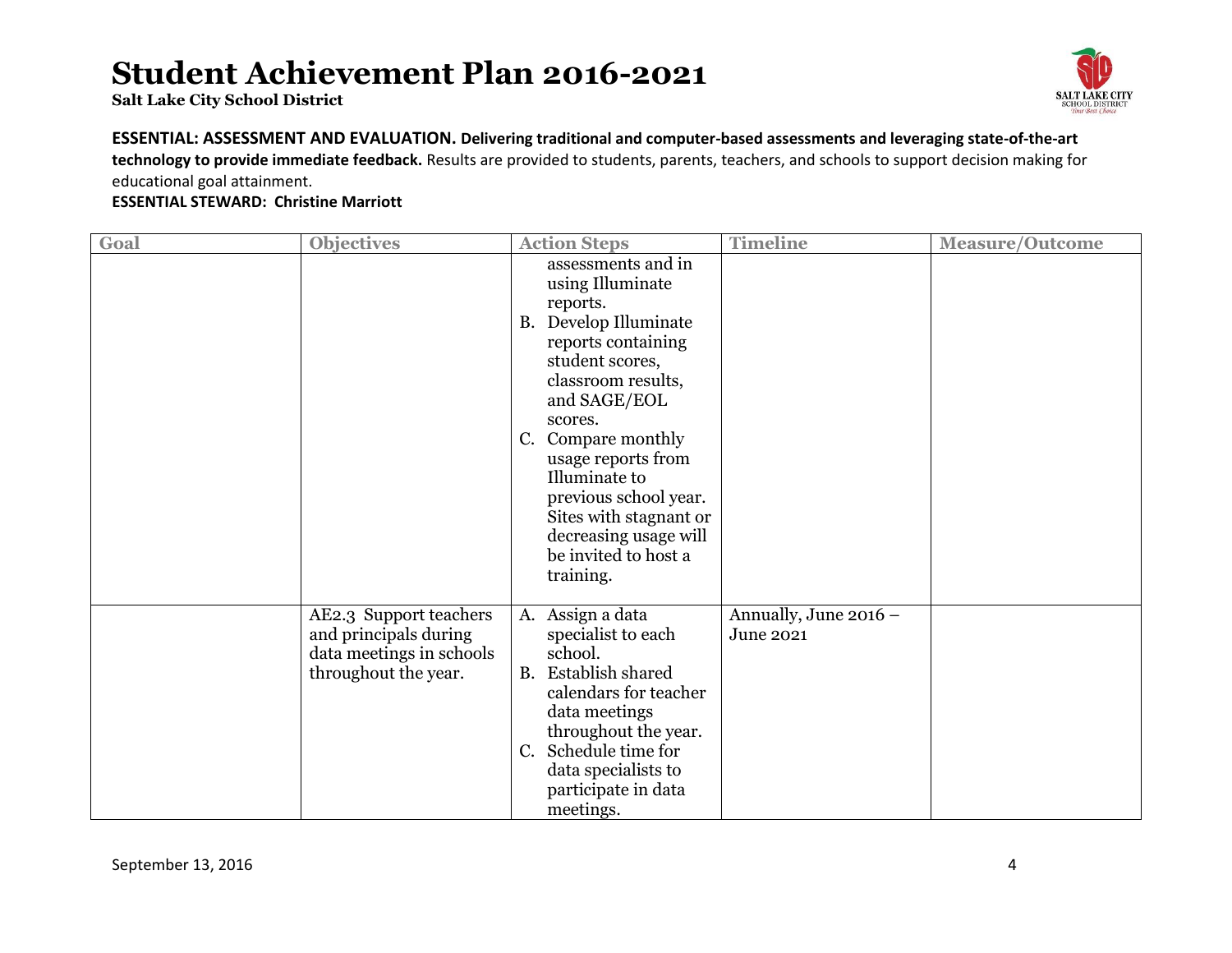# Student Achievement Plan 2016-2021

**Salt Lake City School District**

**ESSENTIAL: ASSESSMENT AND EVALUATION. Delivering traditional and computer-based assessments and leveraging state-of-the-art technology to provide immediate feedback.** Results are provided to students, parents, teachers, and schools to support decision making for educational goal attainment.

**ESSENTIAL STEWARD: Christine Marriott**

| Goal | Objectives | Action Steps | Timeline | Measure/Outcome |
|---|---|---|---|---|
| | | assessments and in using Illuminate reports.<br>B. Develop Illuminate reports containing student scores, classroom results, and SAGE/EOL scores.<br>C. Compare monthly usage reports from Illuminate to previous school year. Sites with stagnant or decreasing usage will be invited to host a training. | | |
| | AE2.3 Support teachers and principals during data meetings in schools throughout the year. | A. Assign a data specialist to each school.<br>B. Establish shared calendars for teacher data meetings throughout the year.<br>C. Schedule time for data specialists to participate in data meetings. | Annually, June 2016 – June 2021 | |

September 13, 2016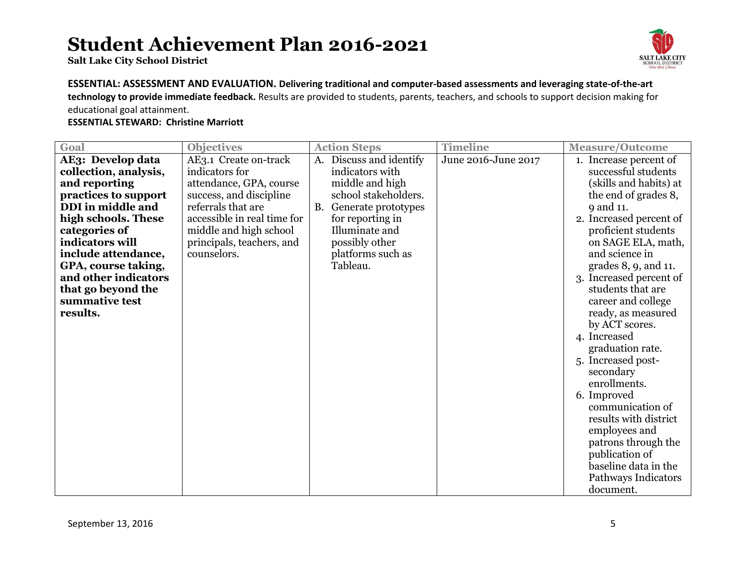# Student Achievement Plan 2016-2021

**Salt Lake City School District**

**ESSENTIAL: ASSESSMENT AND EVALUATION. Delivering traditional and computer-based assessments and leveraging state-of-the-art technology to provide immediate feedback.** Results are provided to students, parents, teachers, and schools to support decision making for educational goal attainment.

**ESSENTIAL STEWARD: Christine Marriott**

| Goal | Objectives | Action Steps | Timeline | Measure/Outcome |
|---|---|---|---|---|
| **AE3: Develop data collection, analysis, and reporting practices to support DDI in middle and high schools. These categories of indicators will include attendance, GPA, course taking, and other indicators that go beyond the summative test results.** | AE3.1 Create on-track indicators for attendance, GPA, course success, and discipline referrals that are accessible in real time for middle and high school principals, teachers, and counselors. | A. Discuss and identify indicators with middle and high school stakeholders.<br>B. Generate prototypes for reporting in Illuminate and possibly other platforms such as Tableau. | June 2016-June 2017 | 1. Increase percent of successful students (skills and habits) at the end of grades 8, 9 and 11.<br>2. Increased percent of proficient students on SAGE ELA, math, and science in grades 8, 9, and 11.<br>3. Increased percent of students that are career and college ready, as measured by ACT scores.<br>4. Increased graduation rate.<br>5. Increased post-secondary enrollments.<br>6. Improved communication of results with district employees and patrons through the publication of baseline data in the Pathways Indicators document. |

September 13, 2016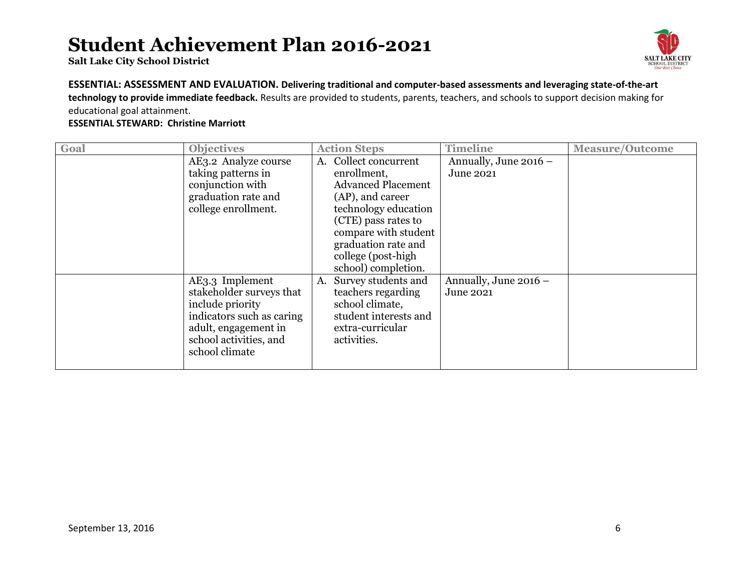# Student Achievement Plan 2016-2021

**Salt Lake City School District**

**ESSENTIAL: ASSESSMENT AND EVALUATION. Delivering traditional and computer-based assessments and leveraging state-of-the-art technology to provide immediate feedback.** Results are provided to students, parents, teachers, and schools to support decision making for educational goal attainment.

**ESSENTIAL STEWARD: Christine Marriott**

| Goal | Objectives | Action Steps | Timeline | Measure/Outcome |
|---|---|---|---|---|
| | AE3.2 Analyze course taking patterns in conjunction with graduation rate and college enrollment. | A. Collect concurrent enrollment, Advanced Placement (AP), and career technology education (CTE) pass rates to compare with student graduation rate and college (post-high school) completion. | Annually, June 2016 – June 2021 | |
| | AE3.3 Implement stakeholder surveys that include priority indicators such as caring adult, engagement in school activities, and school climate | A. Survey students and teachers regarding school climate, student interests and extra-curricular activities. | Annually, June 2016 – June 2021 | |

September 13, 2016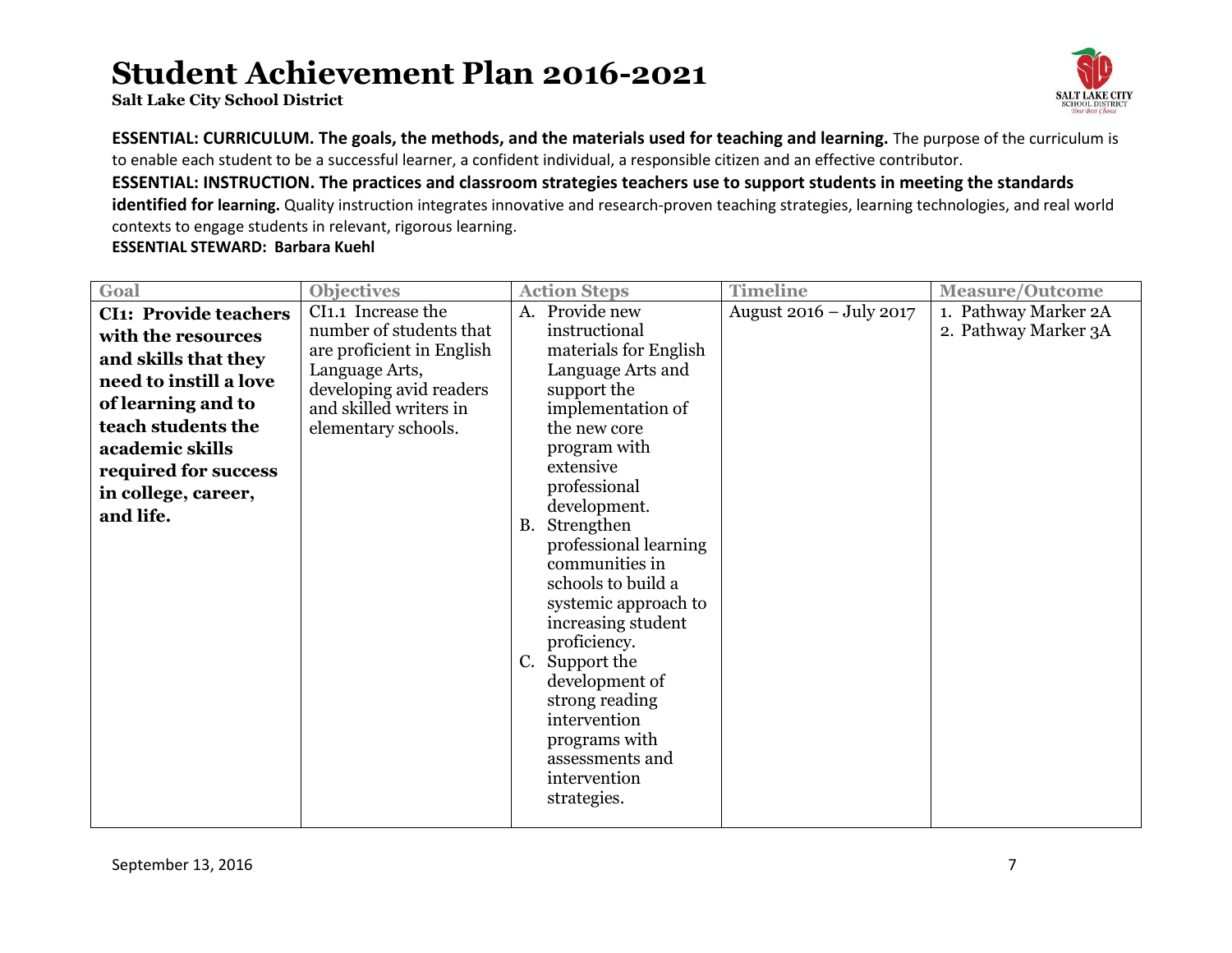# Student Achievement Plan 2016-2021

**Salt Lake City School District**

**ESSENTIAL: CURRICULUM. The goals, the methods, and the materials used for teaching and learning.** The purpose of the curriculum is to enable each student to be a successful learner, a confident individual, a responsible citizen and an effective contributor.

**ESSENTIAL: INSTRUCTION. The practices and classroom strategies teachers use to support students in meeting the standards identified for learning.** Quality instruction integrates innovative and research-proven teaching strategies, learning technologies, and real world contexts to engage students in relevant, rigorous learning.

**ESSENTIAL STEWARD: Barbara Kuehl**

| Goal | Objectives | Action Steps | Timeline | Measure/Outcome |
| --- | --- | --- | --- | --- |
| **CI1: Provide teachers with the resources and skills that they need to instill a love of learning and to teach students the academic skills required for success in college, career, and life.** | CI1.1 Increase the number of students that are proficient in English Language Arts, developing avid readers and skilled writers in elementary schools. | A. Provide new instructional materials for English Language Arts and support the implementation of the new core program with extensive professional development.<br>B. Strengthen professional learning communities in schools to build a systemic approach to increasing student proficiency.<br>C. Support the development of strong reading intervention programs with assessments and intervention strategies. | August 2016 – July 2017 | 1. Pathway Marker 2A<br>2. Pathway Marker 3A |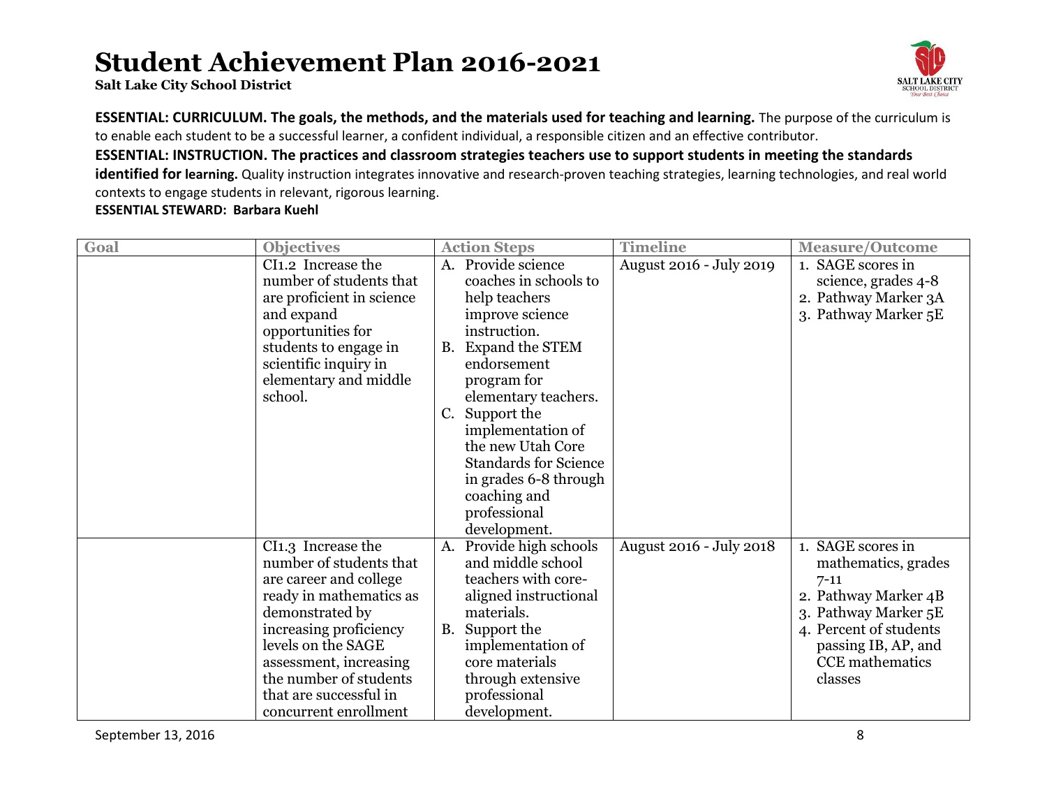# Student Achievement Plan 2016-2021

**Salt Lake City School District**

**ESSENTIAL: CURRICULUM. The goals, the methods, and the materials used for teaching and learning.** The purpose of the curriculum is to enable each student to be a successful learner, a confident individual, a responsible citizen and an effective contributor.

**ESSENTIAL: INSTRUCTION. The practices and classroom strategies teachers use to support students in meeting the standards identified for learning.** Quality instruction integrates innovative and research-proven teaching strategies, learning technologies, and real world contexts to engage students in relevant, rigorous learning.

**ESSENTIAL STEWARD: Barbara Kuehl**

| Goal | Objectives | Action Steps | Timeline | Measure/Outcome |
|---|---|---|---|---|
| | CI1.2 Increase the number of students that are proficient in science and expand opportunities for students to engage in scientific inquiry in elementary and middle school. | A. Provide science coaches in schools to help teachers improve science instruction.<br>B. Expand the STEM endorsement program for elementary teachers.<br>C. Support the implementation of the new Utah Core Standards for Science in grades 6-8 through coaching and professional development. | August 2016 - July 2019 | 1. SAGE scores in science, grades 4-8<br>2. Pathway Marker 3A<br>3. Pathway Marker 5E |
| | CI1.3 Increase the number of students that are career and college ready in mathematics as demonstrated by increasing proficiency levels on the SAGE assessment, increasing the number of students that are successful in concurrent enrollment | A. Provide high schools and middle school teachers with core-aligned instructional materials.<br>B. Support the implementation of core materials through extensive professional development. | August 2016 - July 2018 | 1. SAGE scores in mathematics, grades 7-11<br>2. Pathway Marker 4B<br>3. Pathway Marker 5E<br>4. Percent of students passing IB, AP, and CCE mathematics classes |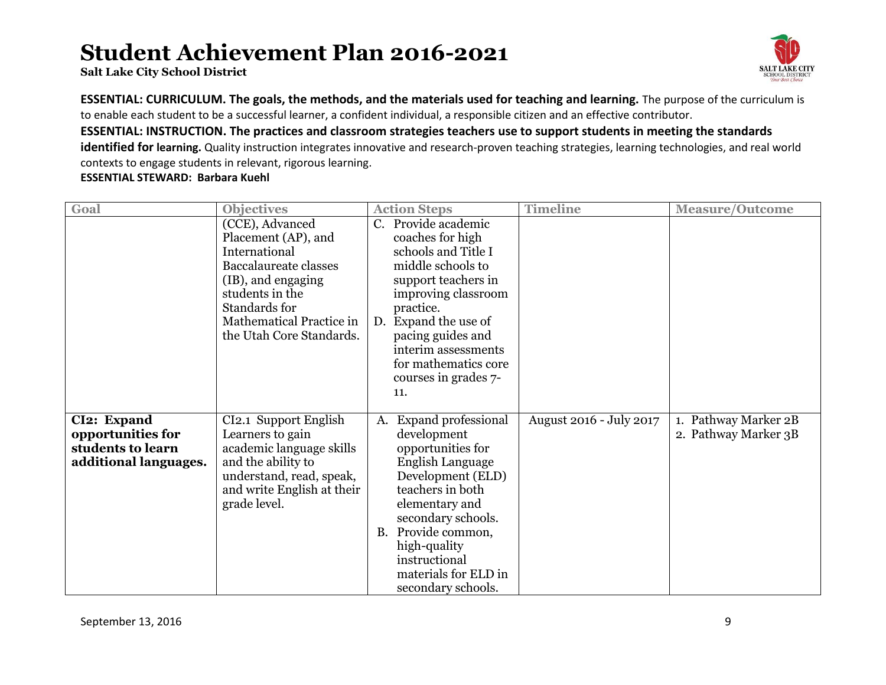# Student Achievement Plan 2016-2021

**Salt Lake City School District**

**ESSENTIAL: CURRICULUM. The goals, the methods, and the materials used for teaching and learning.** The purpose of the curriculum is to enable each student to be a successful learner, a confident individual, a responsible citizen and an effective contributor.

**ESSENTIAL: INSTRUCTION. The practices and classroom strategies teachers use to support students in meeting the standards identified for learning.** Quality instruction integrates innovative and research-proven teaching strategies, learning technologies, and real world contexts to engage students in relevant, rigorous learning.

**ESSENTIAL STEWARD: Barbara Kuehl**

| Goal | Objectives | Action Steps | Timeline | Measure/Outcome |
|---|---|---|---|---|
| | (CCE), Advanced Placement (AP), and International Baccalaureate classes (IB), and engaging students in the Standards for Mathematical Practice in the Utah Core Standards. | C. Provide academic coaches for high schools and Title I middle schools to support teachers in improving classroom practice.<br>D. Expand the use of pacing guides and interim assessments for mathematics core courses in grades 7-11. | | |
| **CI2: Expand opportunities for students to learn additional languages.** | CI2.1 Support English Learners to gain academic language skills and the ability to understand, read, speak, and write English at their grade level. | A. Expand professional development opportunities for English Language Development (ELD) teachers in both elementary and secondary schools.<br>B. Provide common, high-quality instructional materials for ELD in secondary schools. | August 2016 - July 2017 | 1. Pathway Marker 2B<br>2. Pathway Marker 3B |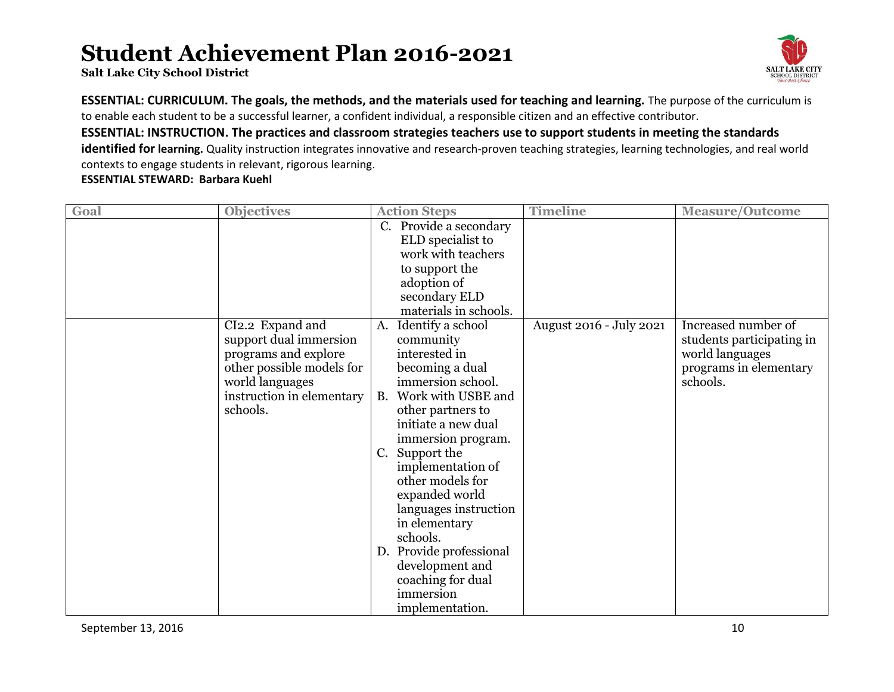# Student Achievement Plan 2016-2021

**Salt Lake City School District**

**ESSENTIAL: CURRICULUM. The goals, the methods, and the materials used for teaching and learning.** The purpose of the curriculum is to enable each student to be a successful learner, a confident individual, a responsible citizen and an effective contributor.

**ESSENTIAL: INSTRUCTION. The practices and classroom strategies teachers use to support students in meeting the standards identified for learning.** Quality instruction integrates innovative and research-proven teaching strategies, learning technologies, and real world contexts to engage students in relevant, rigorous learning.

**ESSENTIAL STEWARD: Barbara Kuehl**

| Goal | Objectives | Action Steps | Timeline | Measure/Outcome |
|---|---|---|---|---|
| | | C. Provide a secondary ELD specialist to work with teachers to support the adoption of secondary ELD materials in schools. | | |
| | CI2.2 Expand and support dual immersion programs and explore other possible models for world languages instruction in elementary schools. | A. Identify a school community interested in becoming a dual immersion school.<br>B. Work with USBE and other partners to initiate a new dual immersion program.<br>C. Support the implementation of other models for expanded world languages instruction in elementary schools.<br>D. Provide professional development and coaching for dual immersion implementation. | August 2016 - July 2021 | Increased number of students participating in world languages programs in elementary schools. |

September 13, 2016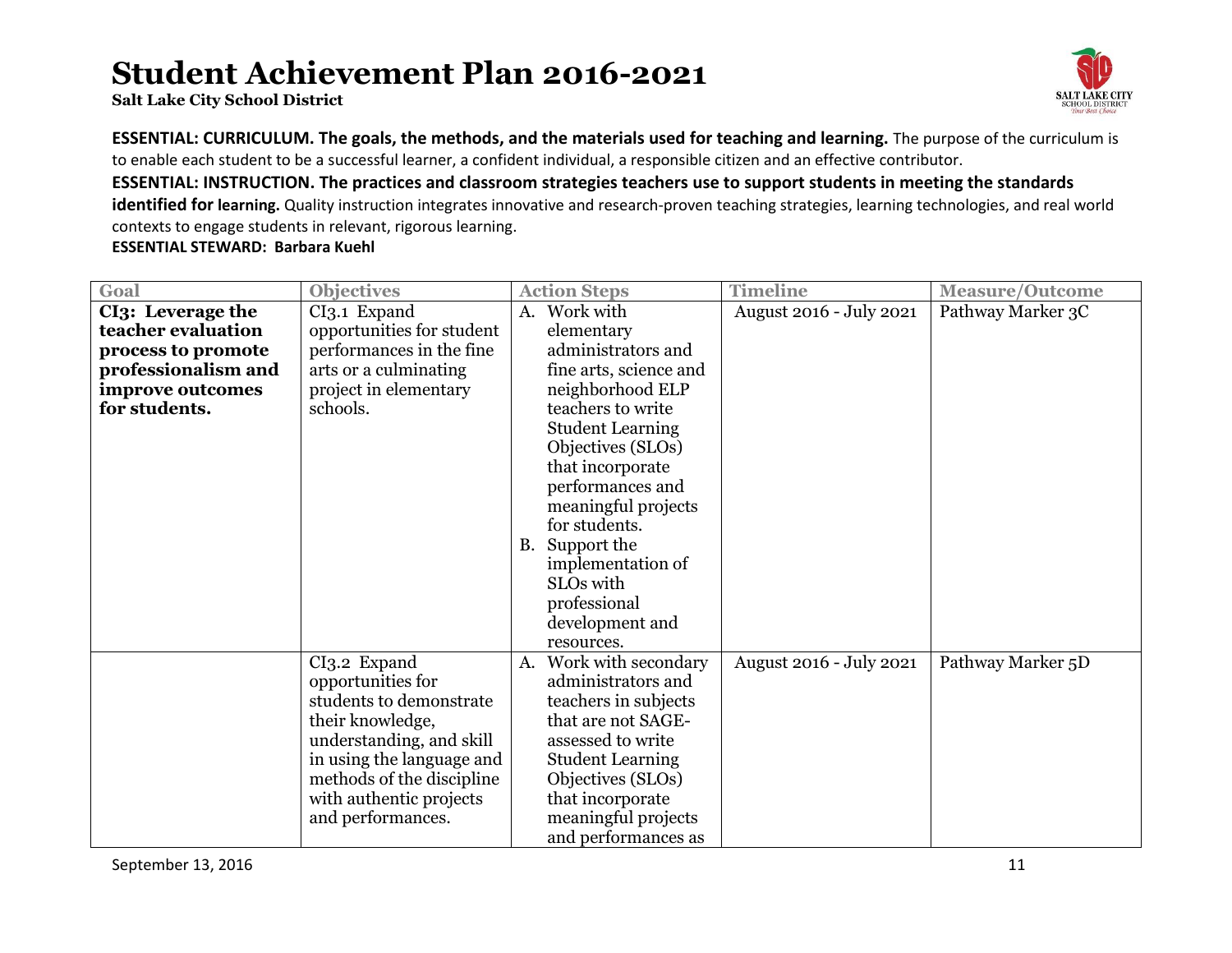# Student Achievement Plan 2016-2021

**Salt Lake City School District**

**ESSENTIAL: CURRICULUM. The goals, the methods, and the materials used for teaching and learning.** The purpose of the curriculum is to enable each student to be a successful learner, a confident individual, a responsible citizen and an effective contributor.

**ESSENTIAL: INSTRUCTION. The practices and classroom strategies teachers use to support students in meeting the standards identified for learning.** Quality instruction integrates innovative and research-proven teaching strategies, learning technologies, and real world contexts to engage students in relevant, rigorous learning.

**ESSENTIAL STEWARD: Barbara Kuehl**

| Goal | Objectives | Action Steps | Timeline | Measure/Outcome |
|---|---|---|---|---|
| **CI3: Leverage the teacher evaluation process to promote professionalism and improve outcomes for students.** | CI3.1 Expand opportunities for student performances in the fine arts or a culminating project in elementary schools. | A. Work with elementary administrators and fine arts, science and neighborhood ELP teachers to write Student Learning Objectives (SLOs) that incorporate performances and meaningful projects for students.<br>B. Support the implementation of SLOs with professional development and resources. | August 2016 - July 2021 | Pathway Marker 3C |
| | CI3.2 Expand opportunities for students to demonstrate their knowledge, understanding, and skill in using the language and methods of the discipline with authentic projects and performances. | A. Work with secondary administrators and teachers in subjects that are not SAGE-assessed to write Student Learning Objectives (SLOs) that incorporate meaningful projects and performances as | August 2016 - July 2021 | Pathway Marker 5D |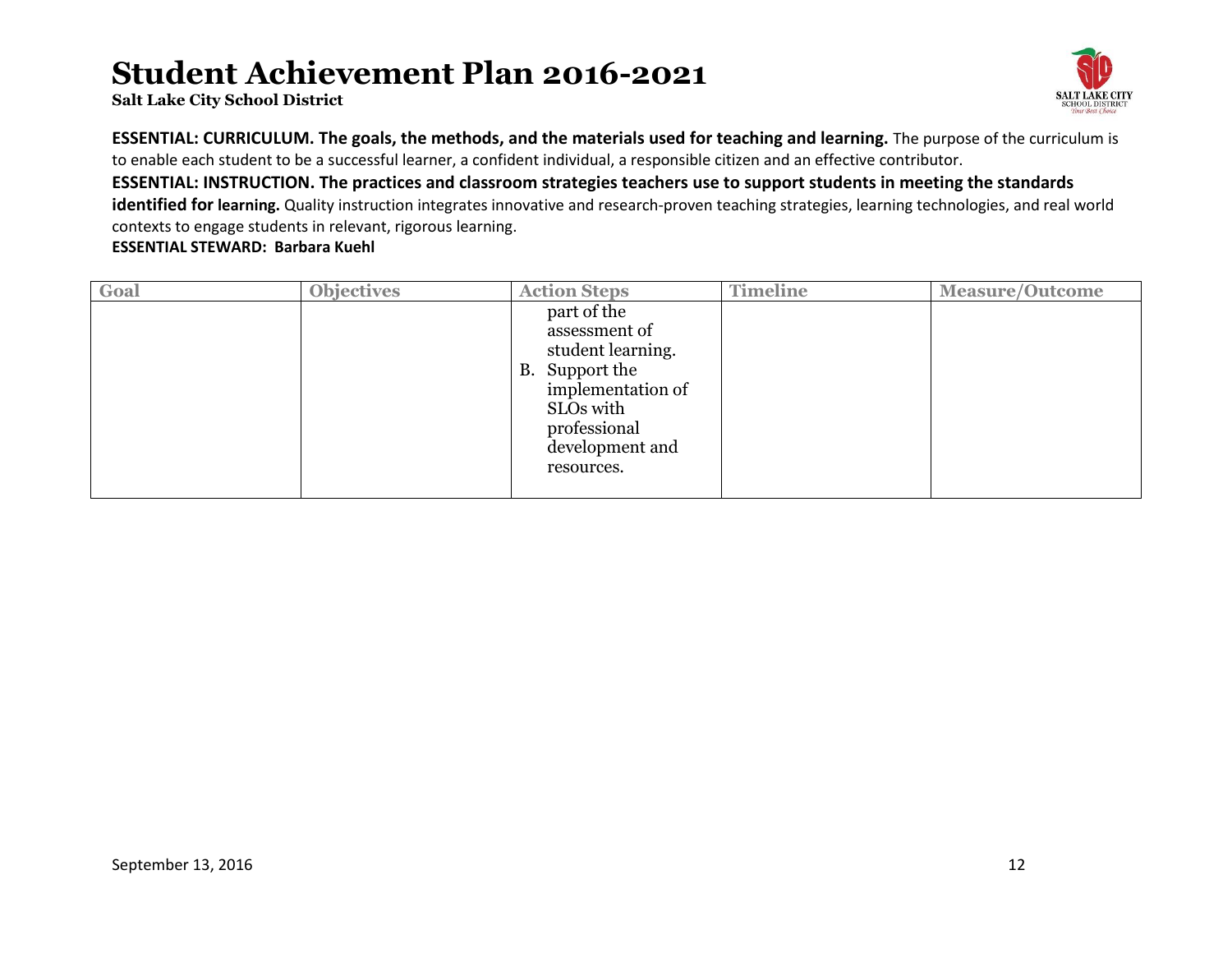# Student Achievement Plan 2016-2021

**Salt Lake City School District**

**ESSENTIAL: CURRICULUM. The goals, the methods, and the materials used for teaching and learning.** The purpose of the curriculum is to enable each student to be a successful learner, a confident individual, a responsible citizen and an effective contributor.

**ESSENTIAL: INSTRUCTION. The practices and classroom strategies teachers use to support students in meeting the standards identified for learning.** Quality instruction integrates innovative and research-proven teaching strategies, learning technologies, and real world contexts to engage students in relevant, rigorous learning.

**ESSENTIAL STEWARD: Barbara Kuehl**

| Goal | Objectives | Action Steps | Timeline | Measure/Outcome |
|---|---|---|---|---|
| | | part of the assessment of student learning.<br>B. Support the implementation of SLOs with professional development and resources. | | |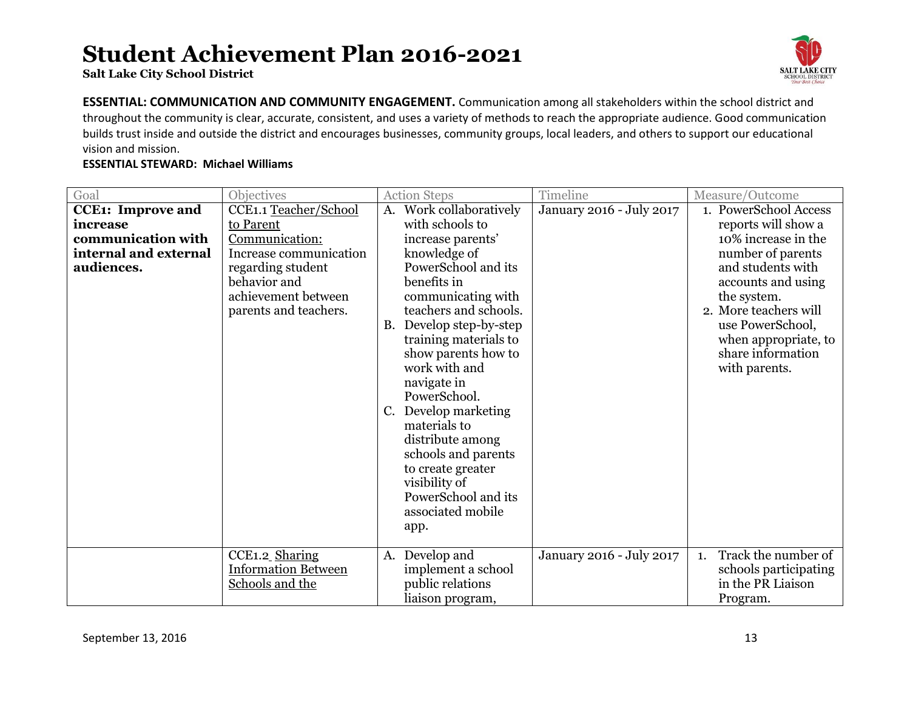# Student Achievement Plan 2016-2021

**Salt Lake City School District**

**ESSENTIAL: COMMUNICATION AND COMMUNITY ENGAGEMENT.** Communication among all stakeholders within the school district and throughout the community is clear, accurate, consistent, and uses a variety of methods to reach the appropriate audience. Good communication builds trust inside and outside the district and encourages businesses, community groups, local leaders, and others to support our educational vision and mission.

**ESSENTIAL STEWARD: Michael Williams**

| Goal | Objectives | Action Steps | Timeline | Measure/Outcome |
|---|---|---|---|---|
| **CCE1: Improve and increase communication with internal and external audiences.** | CCE1.1 Teacher/School to Parent Communication: Increase communication regarding student behavior and achievement between parents and teachers. | A. Work collaboratively with schools to increase parents' knowledge of PowerSchool and its benefits in communicating with teachers and schools.<br>B. Develop step-by-step training materials to show parents how to work with and navigate in PowerSchool.<br>C. Develop marketing materials to distribute among schools and parents to create greater visibility of PowerSchool and its associated mobile app. | January 2016 - July 2017 | 1. PowerSchool Access reports will show a 10% increase in the number of parents and students with accounts and using the system.<br>2. More teachers will use PowerSchool, when appropriate, to share information with parents. |
| | CCE1.2 Sharing Information Between Schools and the | A. Develop and implement a school public relations liaison program, | January 2016 - July 2017 | 1. Track the number of schools participating in the PR Liaison Program. |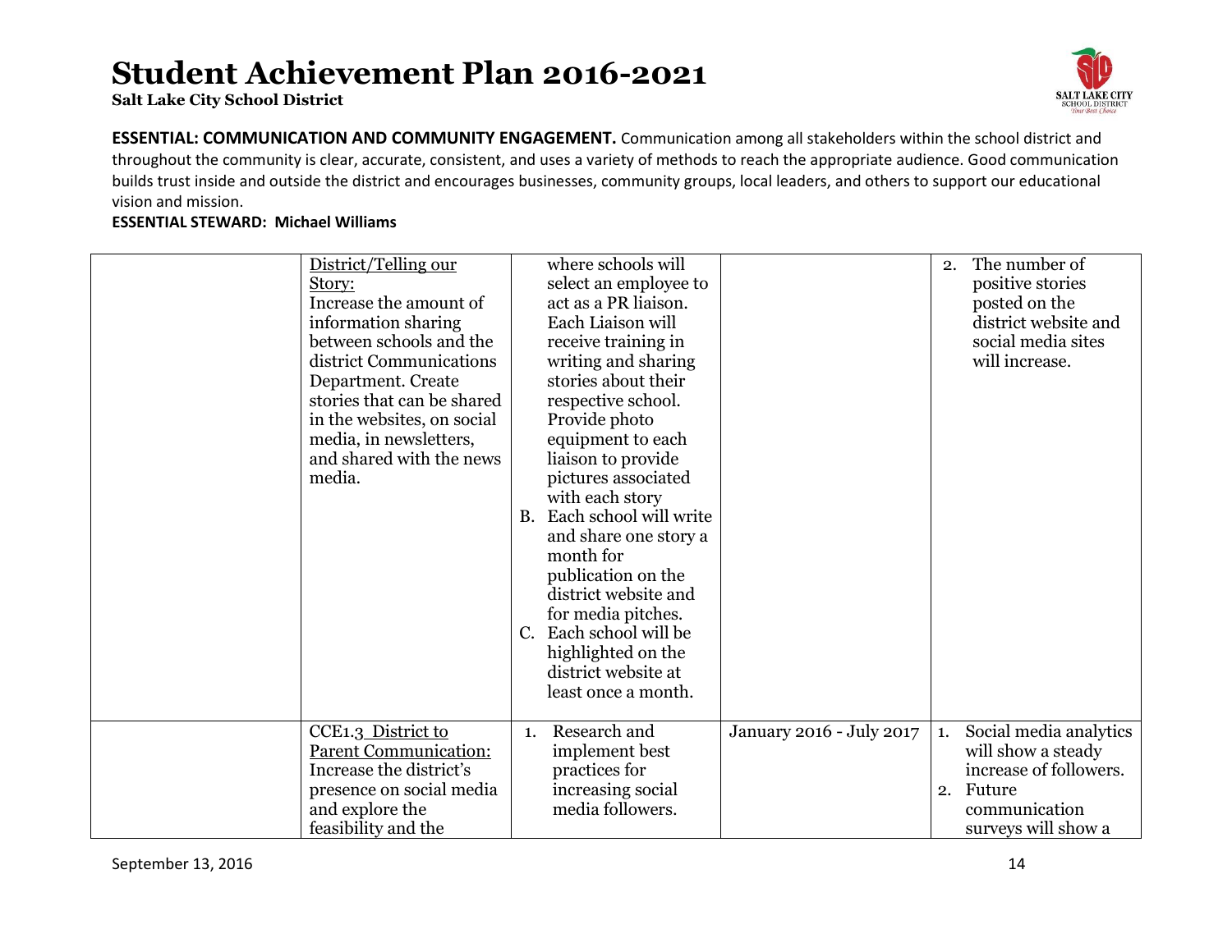# Student Achievement Plan 2016-2021

**Salt Lake City School District**

**ESSENTIAL: COMMUNICATION AND COMMUNITY ENGAGEMENT.** Communication among all stakeholders within the school district and throughout the community is clear, accurate, consistent, and uses a variety of methods to reach the appropriate audience. Good communication builds trust inside and outside the district and encourages businesses, community groups, local leaders, and others to support our educational vision and mission.

**ESSENTIAL STEWARD: Michael Williams**

| | | | | |
|---|---|---|---|---|
| | District/Telling our Story: Increase the amount of information sharing between schools and the district Communications Department. Create stories that can be shared in the websites, on social media, in newsletters, and shared with the news media. | where schools will select an employee to act as a PR liaison. Each Liaison will receive training in writing and sharing stories about their respective school. Provide photo equipment to each liaison to provide pictures associated with each story<br>B. Each school will write and share one story a month for publication on the district website and for media pitches.<br>C. Each school will be highlighted on the district website at least once a month. | | 2. The number of positive stories posted on the district website and social media sites will increase. |
| | CCE1.3 District to Parent Communication: Increase the district's presence on social media and explore the feasibility and the | 1. Research and implement best practices for increasing social media followers. | January 2016 - July 2017 | 1. Social media analytics will show a steady increase of followers.<br>2. Future communication surveys will show a |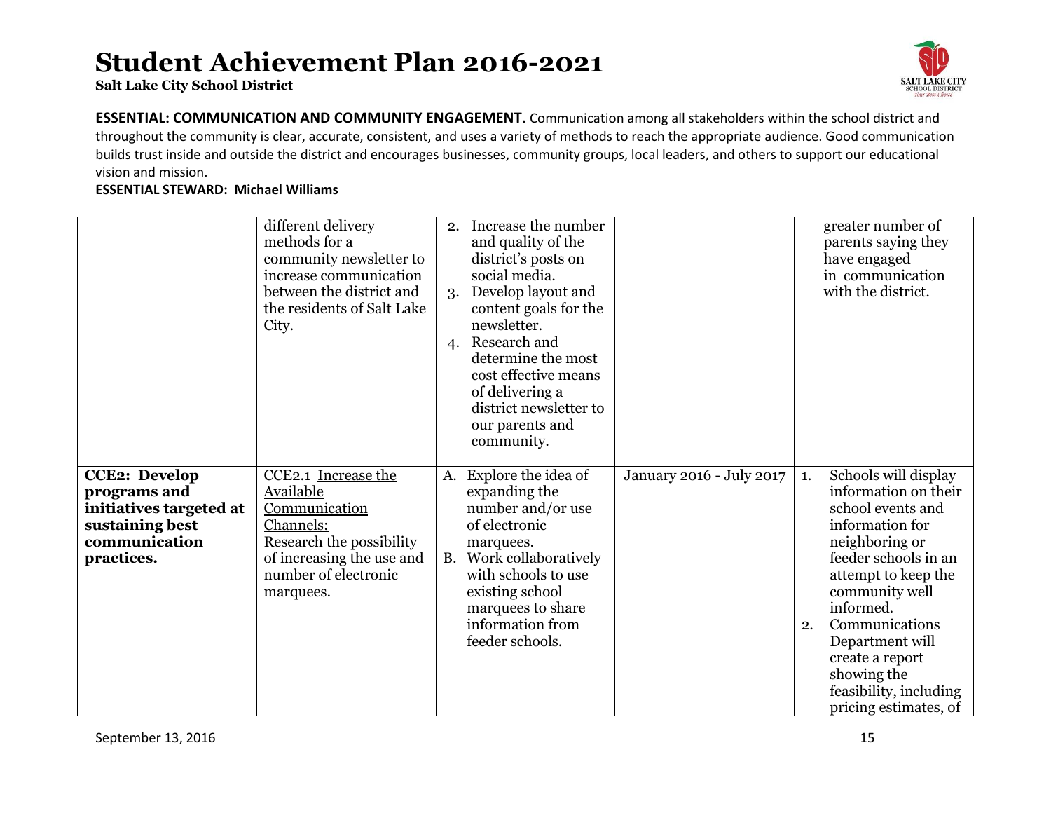# Student Achievement Plan 2016-2021

**Salt Lake City School District**

**ESSENTIAL: COMMUNICATION AND COMMUNITY ENGAGEMENT.** Communication among all stakeholders within the school district and throughout the community is clear, accurate, consistent, and uses a variety of methods to reach the appropriate audience. Good communication builds trust inside and outside the district and encourages businesses, community groups, local leaders, and others to support our educational vision and mission.

**ESSENTIAL STEWARD: Michael Williams**

| | | | | |
|---|---|---|---|---|
| | different delivery methods for a community newsletter to increase communication between the district and the residents of Salt Lake City. | 2. Increase the number and quality of the district's posts on social media.<br>3. Develop layout and content goals for the newsletter.<br>4. Research and determine the most cost effective means of delivering a district newsletter to our parents and community. | | greater number of parents saying they have engaged in communication with the district. |
| **CCE2: Develop programs and initiatives targeted at sustaining best communication practices.** | CCE2.1 <u>Increase the Available Communication Channels:</u> Research the possibility of increasing the use and number of electronic marquees. | A. Explore the idea of expanding the number and/or use of electronic marquees.<br>B. Work collaboratively with schools to use existing school marquees to share information from feeder schools. | January 2016 - July 2017 | 1. Schools will display information on their school events and information for neighboring or feeder schools in an attempt to keep the community well informed.<br>2. Communications Department will create a report showing the feasibility, including pricing estimates, of |

September 13, 2016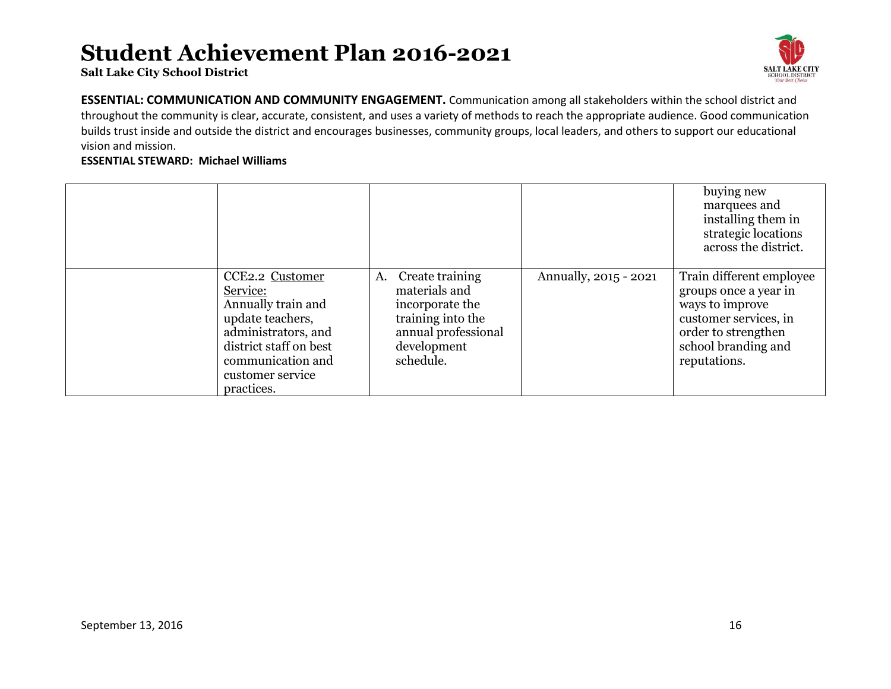# Student Achievement Plan 2016-2021

**Salt Lake City School District**

**ESSENTIAL: COMMUNICATION AND COMMUNITY ENGAGEMENT.** Communication among all stakeholders within the school district and throughout the community is clear, accurate, consistent, and uses a variety of methods to reach the appropriate audience. Good communication builds trust inside and outside the district and encourages businesses, community groups, local leaders, and others to support our educational vision and mission.

**ESSENTIAL STEWARD: Michael Williams**

| | | | | |
|---|---|---|---|---|
| | | | | buying new marquees and installing them in strategic locations across the district. |
| | CCE2.2 Customer Service: Annually train and update teachers, administrators, and district staff on best communication and customer service practices. | A. Create training materials and incorporate the training into the annual professional development schedule. | Annually, 2015 - 2021 | Train different employee groups once a year in ways to improve customer services, in order to strengthen school branding and reputations. |

September 13, 2016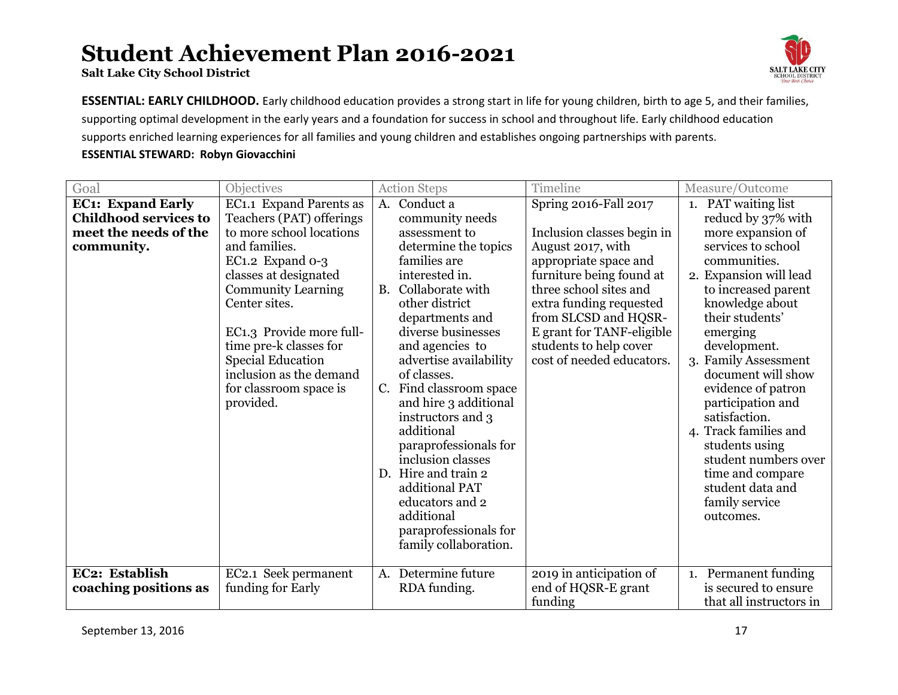# Student Achievement Plan 2016-2021

**Salt Lake City School District**

**ESSENTIAL: EARLY CHILDHOOD.** Early childhood education provides a strong start in life for young children, birth to age 5, and their families, supporting optimal development in the early years and a foundation for success in school and throughout life. Early childhood education supports enriched learning experiences for all families and young children and establishes ongoing partnerships with parents.

**ESSENTIAL STEWARD: Robyn Giovacchini**

| Goal | Objectives | Action Steps | Timeline | Measure/Outcome |
|---|---|---|---|---|
| **EC1: Expand Early Childhood services to meet the needs of the community.** | EC1.1 Expand Parents as Teachers (PAT) offerings to more school locations and families.<br>EC1.2 Expand 0-3 classes at designated Community Learning Center sites.<br><br>EC1.3 Provide more full-time pre-k classes for Special Education inclusion as the demand for classroom space is provided. | A. Conduct a community needs assessment to determine the topics families are interested in.<br>B. Collaborate with other district departments and diverse businesses and agencies to advertise availability of classes.<br>C. Find classroom space and hire 3 additional instructors and 3 additional paraprofessionals for inclusion classes<br>D. Hire and train 2 additional PAT educators and 2 additional paraprofessionals for family collaboration. | Spring 2016-Fall 2017<br><br>Inclusion classes begin in August 2017, with appropriate space and furniture being found at three school sites and extra funding requested from SLCSD and HQSR-E grant for TANF-eligible students to help cover cost of needed educators. | 1. PAT waiting list reducd by 37% with more expansion of services to school communities.<br>2. Expansion will lead to increased parent knowledge about their students' emerging development.<br>3. Family Assessment document will show evidence of patron participation and satisfaction.<br>4. Track families and students using student numbers over time and compare student data and family service outcomes. |
| **EC2: Establish coaching positions as** | EC2.1 Seek permanent funding for Early | A. Determine future RDA funding. | 2019 in anticipation of end of HQSR-E grant funding | 1. Permanent funding is secured to ensure that all instructors in |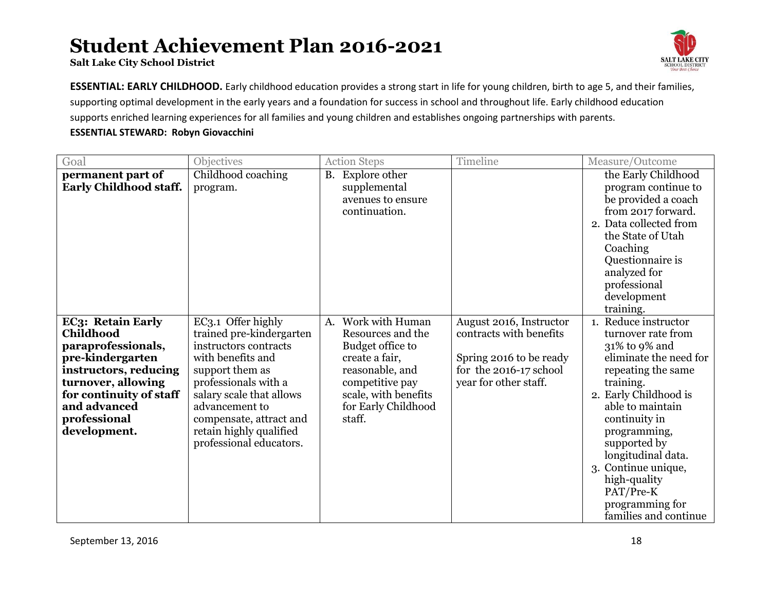# Student Achievement Plan 2016-2021

**Salt Lake City School District**

**ESSENTIAL: EARLY CHILDHOOD.** Early childhood education provides a strong start in life for young children, birth to age 5, and their families, supporting optimal development in the early years and a foundation for success in school and throughout life. Early childhood education supports enriched learning experiences for all families and young children and establishes ongoing partnerships with parents.

**ESSENTIAL STEWARD: Robyn Giovacchini**

| Goal | Objectives | Action Steps | Timeline | Measure/Outcome |
|---|---|---|---|---|
| **permanent part of Early Childhood staff.** | Childhood coaching program. | B. Explore other supplemental avenues to ensure continuation. | | the Early Childhood program continue to be provided a coach from 2017 forward.<br>2. Data collected from the State of Utah Coaching Questionnaire is analyzed for professional development training. |
| **EC3: Retain Early Childhood paraprofessionals, pre-kindergarten instructors, reducing turnover, allowing for continuity of staff and advanced professional development.** | EC3.1 Offer highly trained pre-kindergarten instructors contracts with benefits and support them as professionals with a salary scale that allows advancement to compensate, attract and retain highly qualified professional educators. | A. Work with Human Resources and the Budget office to create a fair, reasonable, and competitive pay scale, with benefits for Early Childhood staff. | August 2016, Instructor contracts with benefits<br><br>Spring 2016 to be ready for the 2016-17 school year for other staff. | 1. Reduce instructor turnover rate from 31% to 9% and eliminate the need for repeating the same training.<br>2. Early Childhood is able to maintain continuity in programming, supported by longitudinal data.<br>3. Continue unique, high-quality PAT/Pre-K programming for families and continue |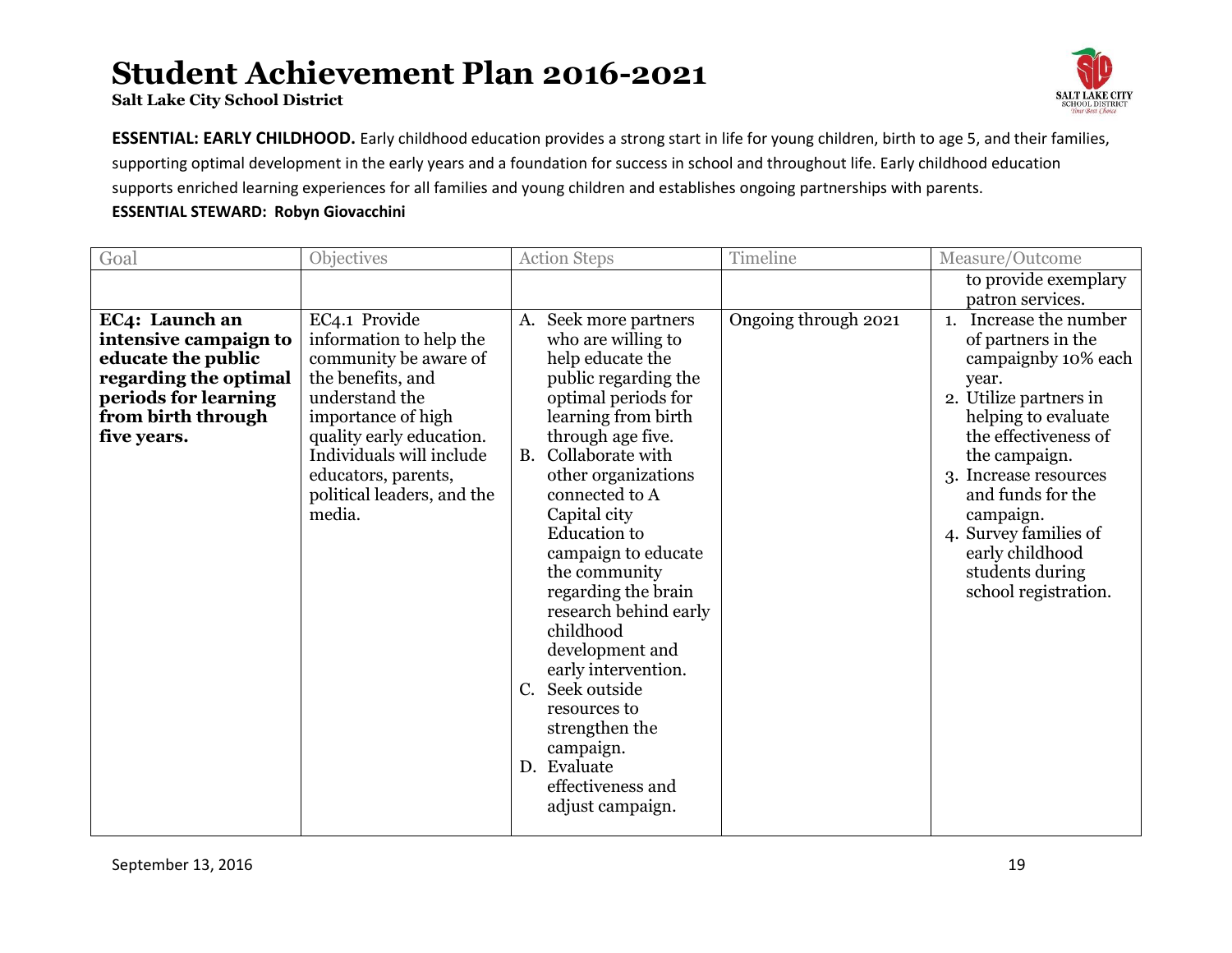# Student Achievement Plan 2016-2021

**Salt Lake City School District**

**ESSENTIAL: EARLY CHILDHOOD.** Early childhood education provides a strong start in life for young children, birth to age 5, and their families, supporting optimal development in the early years and a foundation for success in school and throughout life. Early childhood education supports enriched learning experiences for all families and young children and establishes ongoing partnerships with parents.

**ESSENTIAL STEWARD: Robyn Giovacchini**

| Goal | Objectives | Action Steps | Timeline | Measure/Outcome |
|---|---|---|---|---|
| | | | | to provide exemplary patron services. |
| **EC4: Launch an intensive campaign to educate the public regarding the optimal periods for learning from birth through five years.** | EC4.1 Provide information to help the community be aware of the benefits, and understand the importance of high quality early education. Individuals will include educators, parents, political leaders, and the media. | A. Seek more partners who are willing to help educate the public regarding the optimal periods for learning from birth through age five.<br>B. Collaborate with other organizations connected to A Capital city Education to campaign to educate the community regarding the brain research behind early childhood development and early intervention.<br>C. Seek outside resources to strengthen the campaign.<br>D. Evaluate effectiveness and adjust campaign. | Ongoing through 2021 | 1. Increase the number of partners in the campaignby 10% each year.<br>2. Utilize partners in helping to evaluate the effectiveness of the campaign.<br>3. Increase resources and funds for the campaign.<br>4. Survey families of early childhood students during school registration. |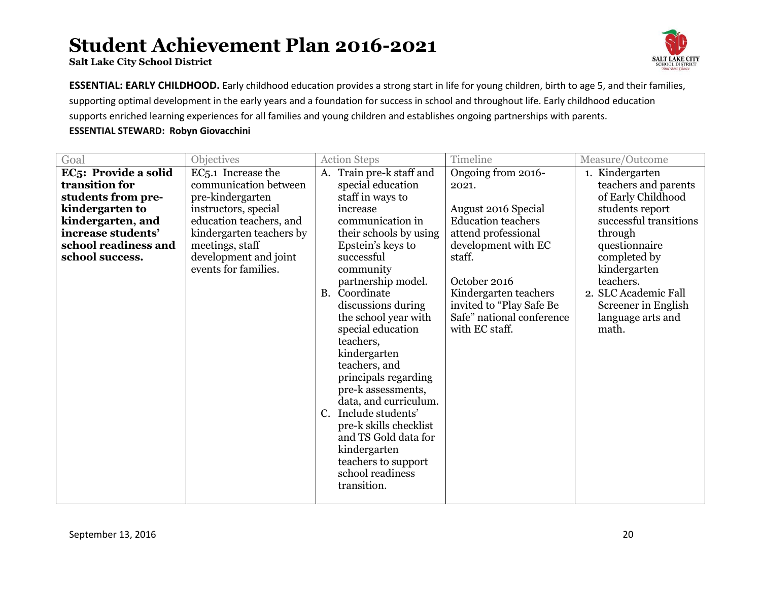# Student Achievement Plan 2016-2021

**Salt Lake City School District**

**ESSENTIAL: EARLY CHILDHOOD.** Early childhood education provides a strong start in life for young children, birth to age 5, and their families, supporting optimal development in the early years and a foundation for success in school and throughout life. Early childhood education supports enriched learning experiences for all families and young children and establishes ongoing partnerships with parents.

**ESSENTIAL STEWARD: Robyn Giovacchini**

| Goal | Objectives | Action Steps | Timeline | Measure/Outcome |
|---|---|---|---|---|
| **EC5: Provide a solid transition for students from pre-kindergarten to kindergarten, and increase students' school readiness and school success.** | EC5.1 Increase the communication between pre-kindergarten instructors, special education teachers, and kindergarten teachers by meetings, staff development and joint events for families. | A. Train pre-k staff and special education staff in ways to increase communication in their schools by using Epstein's keys to successful community partnership model.<br>B. Coordinate discussions during the school year with special education teachers, kindergarten teachers, and principals regarding pre-k assessments, data, and curriculum.<br>C. Include students' pre-k skills checklist and TS Gold data for kindergarten teachers to support school readiness transition. | Ongoing from 2016-2021.<br><br>August 2016 Special Education teachers attend professional development with EC staff.<br><br>October 2016 Kindergarten teachers invited to "Play Safe Be Safe" national conference with EC staff. | 1. Kindergarten teachers and parents of Early Childhood students report successful transitions through questionnaire completed by kindergarten teachers.<br>2. SLC Academic Fall Screener in English language arts and math. |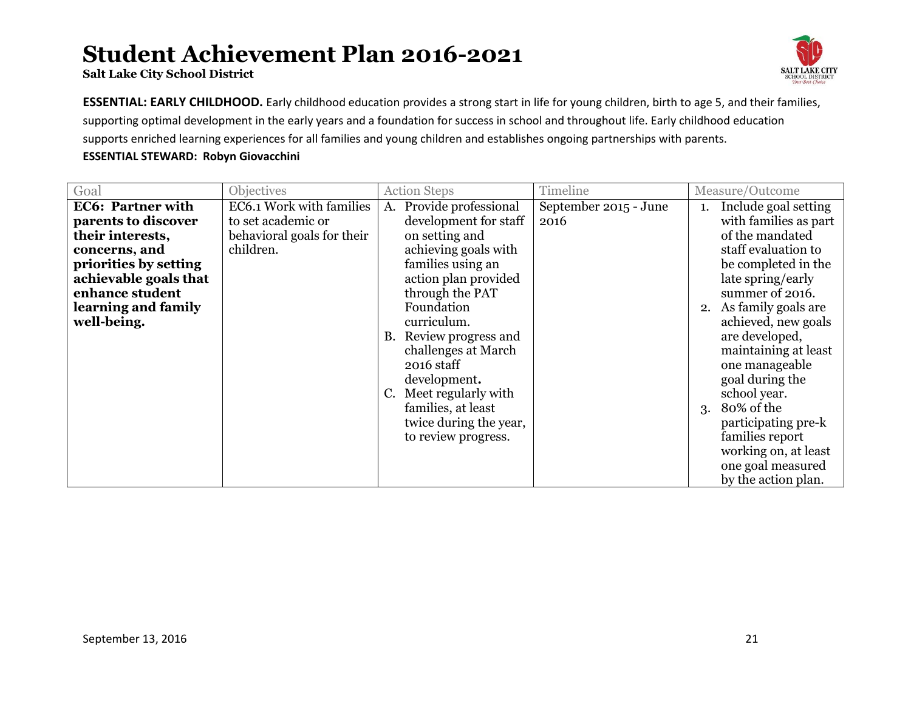# Student Achievement Plan 2016-2021

**Salt Lake City School District**

**ESSENTIAL: EARLY CHILDHOOD.** Early childhood education provides a strong start in life for young children, birth to age 5, and their families, supporting optimal development in the early years and a foundation for success in school and throughout life. Early childhood education supports enriched learning experiences for all families and young children and establishes ongoing partnerships with parents.

**ESSENTIAL STEWARD: Robyn Giovacchini**

| Goal | Objectives | Action Steps | Timeline | Measure/Outcome |
|---|---|---|---|---|
| **EC6: Partner with parents to discover their interests, concerns, and priorities by setting achievable goals that enhance student learning and family well-being.** | EC6.1 Work with families to set academic or behavioral goals for their children. | A. Provide professional development for staff on setting and achieving goals with families using an action plan provided through the PAT Foundation curriculum.<br>B. Review progress and challenges at March 2016 staff development.<br>C. Meet regularly with families, at least twice during the year, to review progress. | September 2015 - June 2016 | 1. Include goal setting with families as part of the mandated staff evaluation to be completed in the late spring/early summer of 2016.<br>2. As family goals are achieved, new goals are developed, maintaining at least one manageable goal during the school year.<br>3. 80% of the participating pre-k families report working on, at least one goal measured by the action plan. |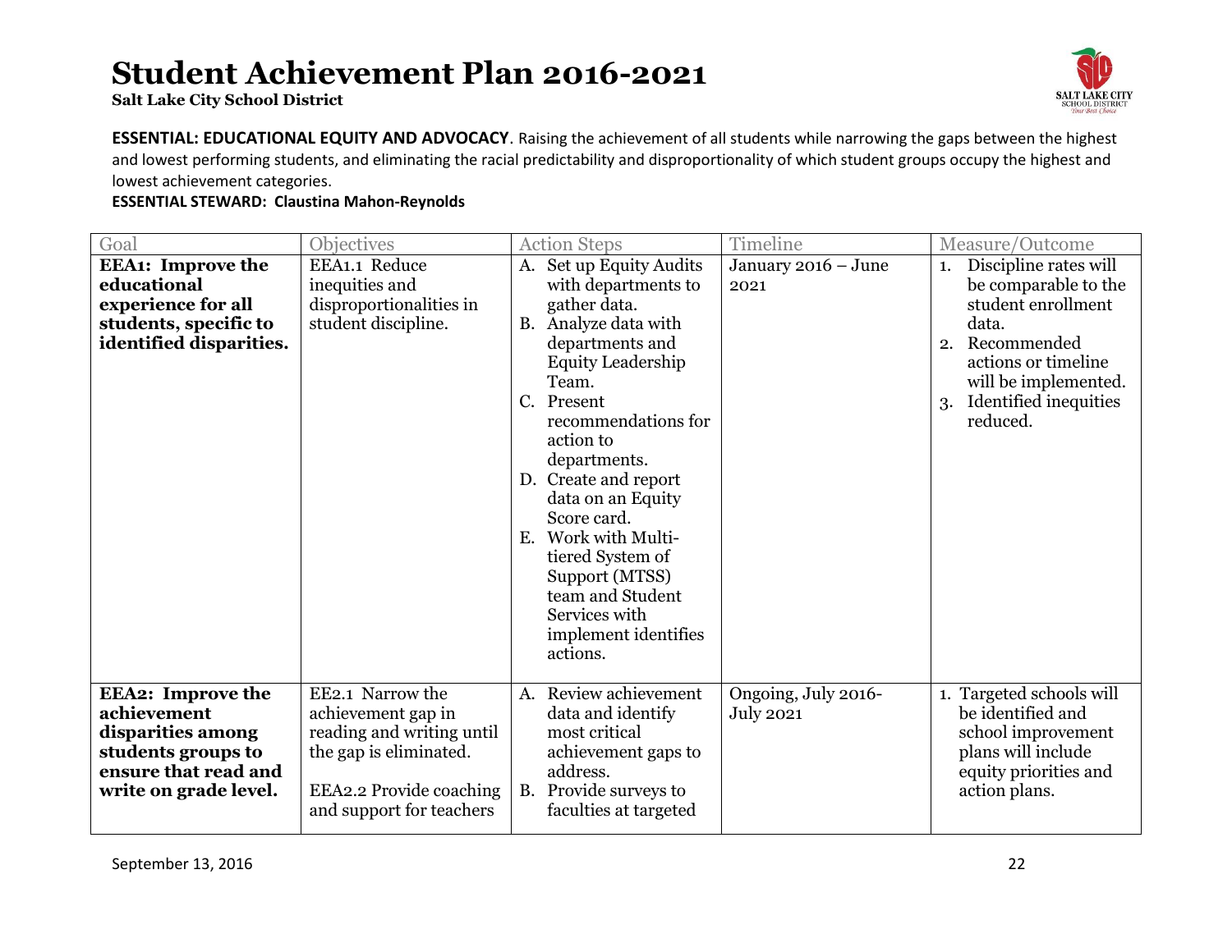# Student Achievement Plan 2016-2021

**Salt Lake City School District**

**ESSENTIAL: EDUCATIONAL EQUITY AND ADVOCACY**. Raising the achievement of all students while narrowing the gaps between the highest and lowest performing students, and eliminating the racial predictability and disproportionality of which student groups occupy the highest and lowest achievement categories.

**ESSENTIAL STEWARD: Claustina Mahon-Reynolds**

| Goal | Objectives | Action Steps | Timeline | Measure/Outcome |
|---|---|---|---|---|
| **EEA1: Improve the educational experience for all students, specific to identified disparities.** | EEA1.1 Reduce inequities and disproportionalities in student discipline. | A. Set up Equity Audits with departments to gather data.<br>B. Analyze data with departments and Equity Leadership Team.<br>C. Present recommendations for action to departments.<br>D. Create and report data on an Equity Score card.<br>E. Work with Multi-tiered System of Support (MTSS) team and Student Services with implement identifies actions. | January 2016 – June 2021 | 1. Discipline rates will be comparable to the student enrollment data.<br>2. Recommended actions or timeline will be implemented.<br>3. Identified inequities reduced. |
| **EEA2: Improve the achievement disparities among students groups to ensure that read and write on grade level.** | EE2.1 Narrow the achievement gap in reading and writing until the gap is eliminated.<br><br>EEA2.2 Provide coaching and support for teachers | A. Review achievement data and identify most critical achievement gaps to address.<br>B. Provide surveys to faculties at targeted | Ongoing, July 2016- July 2021 | 1. Targeted schools will be identified and school improvement plans will include equity priorities and action plans. |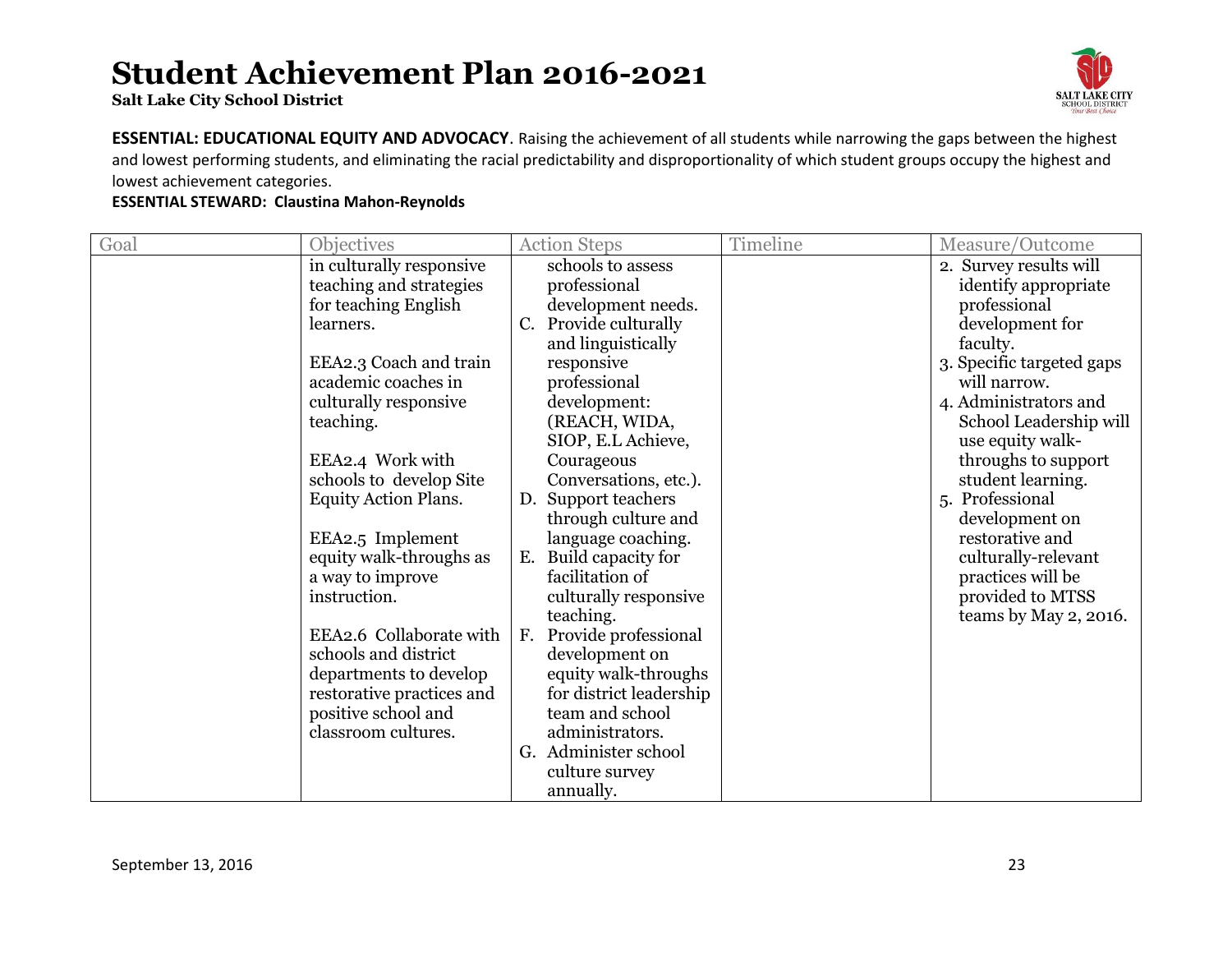# Student Achievement Plan 2016-2021

**Salt Lake City School District**

**ESSENTIAL: EDUCATIONAL EQUITY AND ADVOCACY**. Raising the achievement of all students while narrowing the gaps between the highest and lowest performing students, and eliminating the racial predictability and disproportionality of which student groups occupy the highest and lowest achievement categories.

**ESSENTIAL STEWARD: Claustina Mahon-Reynolds**

| Goal | Objectives | Action Steps | Timeline | Measure/Outcome |
|---|---|---|---|---|
| | in culturally responsive teaching and strategies for teaching English learners.<br><br>EEA2.3 Coach and train academic coaches in culturally responsive teaching.<br><br>EEA2.4 Work with schools to develop Site Equity Action Plans.<br><br>EEA2.5 Implement equity walk-throughs as a way to improve instruction.<br><br>EEA2.6 Collaborate with schools and district departments to develop restorative practices and positive school and classroom cultures. | schools to assess professional development needs.<br>C. Provide culturally and linguistically responsive professional development: (REACH, WIDA, SIOP, E.L Achieve, Courageous Conversations, etc.).<br>D. Support teachers through culture and language coaching.<br>E. Build capacity for facilitation of culturally responsive teaching.<br>F. Provide professional development on equity walk-throughs for district leadership team and school administrators.<br>G. Administer school culture survey annually. | | 2. Survey results will identify appropriate professional development for faculty.<br>3. Specific targeted gaps will narrow.<br>4. Administrators and School Leadership will use equity walk-throughs to support student learning.<br>5. Professional development on restorative and culturally-relevant practices will be provided to MTSS teams by May 2, 2016. |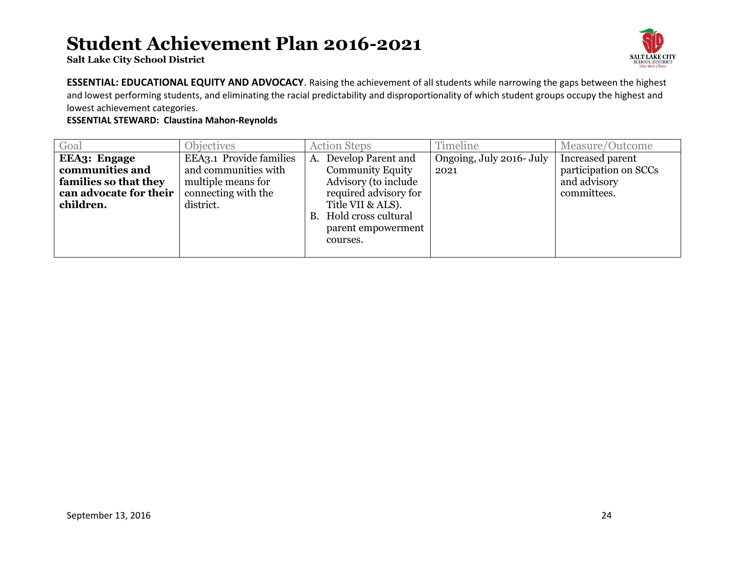# Student Achievement Plan 2016-2021

**Salt Lake City School District**

**ESSENTIAL: EDUCATIONAL EQUITY AND ADVOCACY**. Raising the achievement of all students while narrowing the gaps between the highest and lowest performing students, and eliminating the racial predictability and disproportionality of which student groups occupy the highest and lowest achievement categories.

**ESSENTIAL STEWARD: Claustina Mahon-Reynolds**

| Goal | Objectives | Action Steps | Timeline | Measure/Outcome |
|---|---|---|---|---|
| **EEA3: Engage communities and families so that they can advocate for their children.** | EEA3.1 Provide families and communities with multiple means for connecting with the district. | A. Develop Parent and Community Equity Advisory (to include required advisory for Title VII & ALS).<br>B. Hold cross cultural parent empowerment courses. | Ongoing, July 2016- July 2021 | Increased parent participation on SCCs and advisory committees. |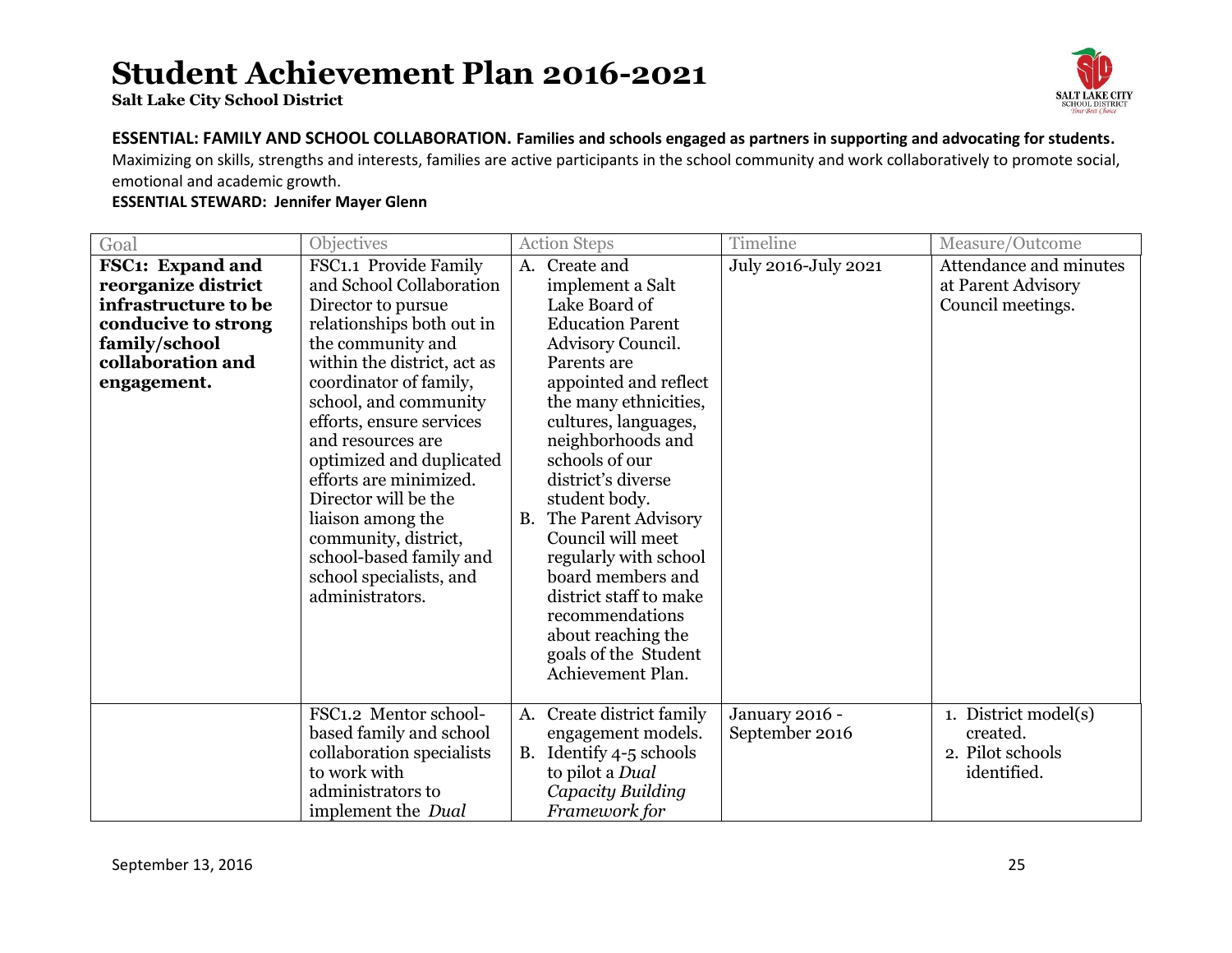# Student Achievement Plan 2016-2021

**Salt Lake City School District**

**ESSENTIAL: FAMILY AND SCHOOL COLLABORATION. Families and schools engaged as partners in supporting and advocating for students.** Maximizing on skills, strengths and interests, families are active participants in the school community and work collaboratively to promote social, emotional and academic growth.

**ESSENTIAL STEWARD: Jennifer Mayer Glenn**

| Goal | Objectives | Action Steps | Timeline | Measure/Outcome |
|---|---|---|---|---|
| **FSC1: Expand and reorganize district infrastructure to be conducive to strong family/school collaboration and engagement.** | FSC1.1 Provide Family and School Collaboration Director to pursue relationships both out in the community and within the district, act as coordinator of family, school, and community efforts, ensure services and resources are optimized and duplicated efforts are minimized. Director will be the liaison among the community, district, school-based family and school specialists, and administrators. | A. Create and implement a Salt Lake Board of Education Parent Advisory Council. Parents are appointed and reflect the many ethnicities, cultures, languages, neighborhoods and schools of our district's diverse student body.<br>B. The Parent Advisory Council will meet regularly with school board members and district staff to make recommendations about reaching the goals of the Student Achievement Plan. | July 2016-July 2021 | Attendance and minutes at Parent Advisory Council meetings. |
| | FSC1.2 Mentor school-based family and school collaboration specialists to work with administrators to implement the *Dual* | A. Create district family engagement models.<br>B. Identify 4-5 schools to pilot a *Dual Capacity Building Framework for* | January 2016 - September 2016 | 1. District model(s) created.<br>2. Pilot schools identified. |

September 13, 2016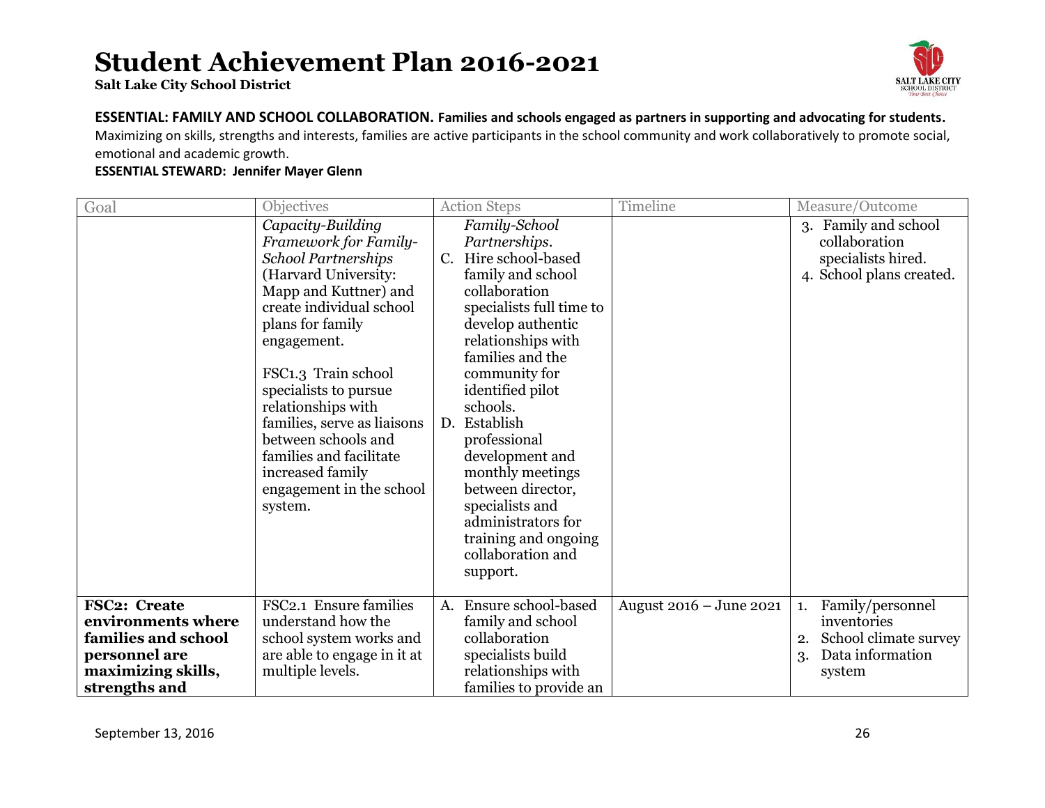# Student Achievement Plan 2016-2021

**Salt Lake City School District**

**ESSENTIAL: FAMILY AND SCHOOL COLLABORATION. Families and schools engaged as partners in supporting and advocating for students.** Maximizing on skills, strengths and interests, families are active participants in the school community and work collaboratively to promote social, emotional and academic growth.

**ESSENTIAL STEWARD: Jennifer Mayer Glenn**

| Goal | Objectives | Action Steps | Timeline | Measure/Outcome |
|---|---|---|---|---|
| | *Capacity-Building Framework for Family-School Partnerships* (Harvard University: Mapp and Kuttner) and create individual school plans for family engagement.<br><br>FSC1.3 Train school specialists to pursue relationships with families, serve as liaisons between schools and families and facilitate increased family engagement in the school system. | *Family-School Partnerships*.<br>C. Hire school-based family and school collaboration specialists full time to develop authentic relationships with families and the community for identified pilot schools.<br>D. Establish professional development and monthly meetings between director, specialists and administrators for training and ongoing collaboration and support. | | 3. Family and school collaboration specialists hired.<br>4. School plans created. |
| **FSC2: Create environments where families and school personnel are maximizing skills, strengths and** | FSC2.1 Ensure families understand how the school system works and are able to engage in it at multiple levels. | A. Ensure school-based family and school collaboration specialists build relationships with families to provide an | August 2016 – June 2021 | 1. Family/personnel inventories<br>2. School climate survey<br>3. Data information system |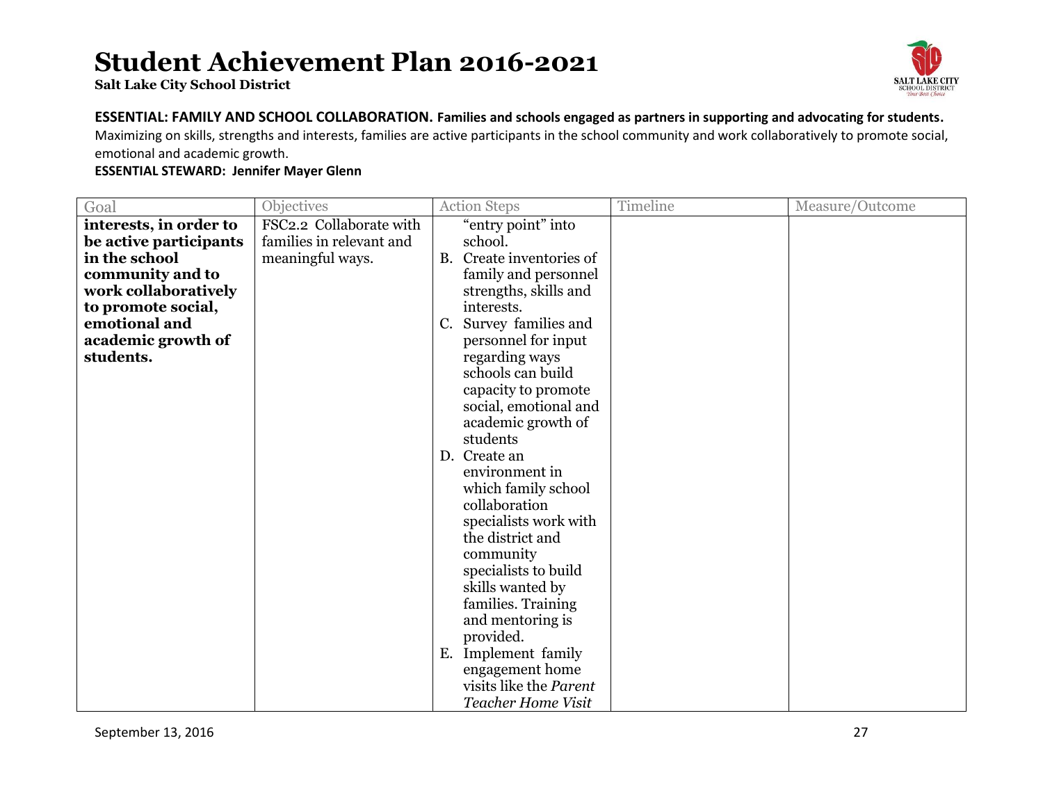# Student Achievement Plan 2016-2021

**Salt Lake City School District**

**ESSENTIAL: FAMILY AND SCHOOL COLLABORATION. Families and schools engaged as partners in supporting and advocating for students.**
Maximizing on skills, strengths and interests, families are active participants in the school community and work collaboratively to promote social, emotional and academic growth.
**ESSENTIAL STEWARD: Jennifer Mayer Glenn**

| Goal | Objectives | Action Steps | Timeline | Measure/Outcome |
|---|---|---|---|---|
| **interests, in order to be active participants in the school community and to work collaboratively to promote social, emotional and academic growth of students.** | FSC2.2 Collaborate with families in relevant and meaningful ways. | "entry point" into school.<br>B. Create inventories of family and personnel strengths, skills and interests.<br>C. Survey families and personnel for input regarding ways schools can build capacity to promote social, emotional and academic growth of students<br>D. Create an environment in which family school collaboration specialists work with the district and community specialists to build skills wanted by families. Training and mentoring is provided.<br>E. Implement family engagement home visits like the *Parent Teacher Home Visit* | | |

September 13, 2016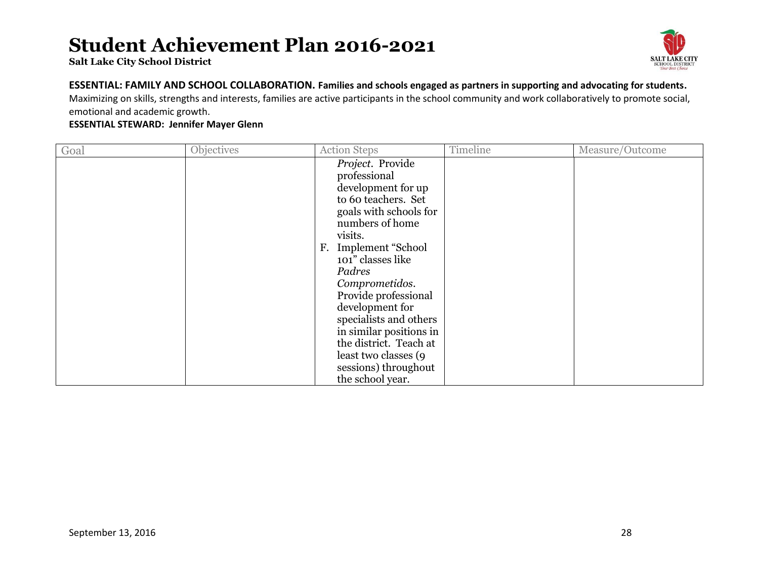# Student Achievement Plan 2016-2021

**Salt Lake City School District**

**ESSENTIAL: FAMILY AND SCHOOL COLLABORATION. Families and schools engaged as partners in supporting and advocating for students.** Maximizing on skills, strengths and interests, families are active participants in the school community and work collaboratively to promote social, emotional and academic growth.

**ESSENTIAL STEWARD: Jennifer Mayer Glenn**

| Goal | Objectives | Action Steps | Timeline | Measure/Outcome |
|---|---|---|---|---|
| | | *Project*. Provide professional development for up to 60 teachers. Set goals with schools for numbers of home visits.<br>F. Implement "School 101" classes like *Padres Comprometidos*. Provide professional development for specialists and others in similar positions in the district. Teach at least two classes (9 sessions) throughout the school year. | | |

September 13, 2016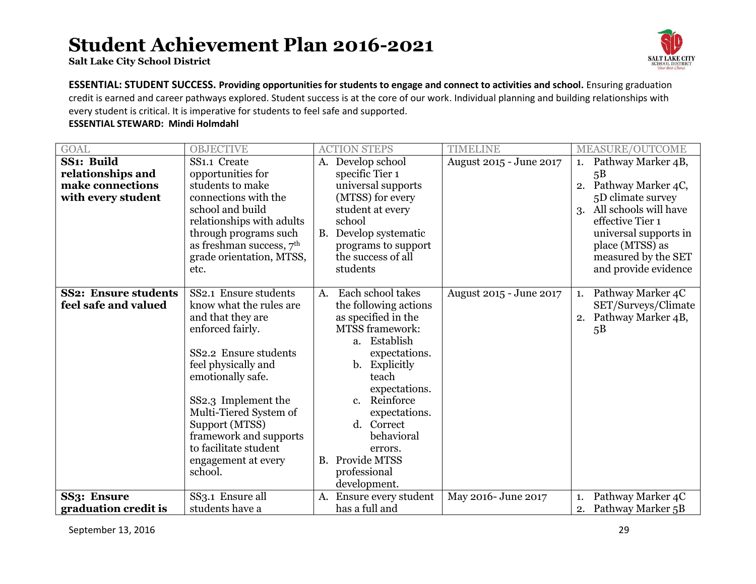# Student Achievement Plan 2016-2021

**Salt Lake City School District**

**ESSENTIAL: STUDENT SUCCESS. Providing opportunities for students to engage and connect to activities and school.** Ensuring graduation credit is earned and career pathways explored. Student success is at the core of our work. Individual planning and building relationships with every student is critical. It is imperative for students to feel safe and supported.

**ESSENTIAL STEWARD: Mindi Holmdahl**

| GOAL | OBJECTIVE | ACTION STEPS | TIMELINE | MEASURE/OUTCOME |
|---|---|---|---|---|
| **SS1: Build relationships and make connections with every student** | SS1.1 Create opportunities for students to make connections with the school and build relationships with adults through programs such as freshman success, 7th grade orientation, MTSS, etc. | A. Develop school specific Tier 1 universal supports (MTSS) for every student at every school<br>B. Develop systematic programs to support the success of all students | August 2015 - June 2017 | 1. Pathway Marker 4B, 5B<br>2. Pathway Marker 4C, 5D climate survey<br>3. All schools will have effective Tier 1 universal supports in place (MTSS) as measured by the SET and provide evidence |
| **SS2: Ensure students feel safe and valued** | SS2.1 Ensure students know what the rules are and that they are enforced fairly.<br><br>SS2.2 Ensure students feel physically and emotionally safe.<br><br>SS2.3 Implement the Multi-Tiered System of Support (MTSS) framework and supports to facilitate student engagement at every school. | A. Each school takes the following actions as specified in the MTSS framework:<br>a. Establish expectations.<br>b. Explicitly teach expectations.<br>c. Reinforce expectations.<br>d. Correct behavioral errors.<br>B. Provide MTSS professional development. | August 2015 - June 2017 | 1. Pathway Marker 4C SET/Surveys/Climate<br>2. Pathway Marker 4B, 5B |
| **SS3: Ensure graduation credit is** | SS3.1 Ensure all students have a | A. Ensure every student has a full and | May 2016- June 2017 | 1. Pathway Marker 4C<br>2. Pathway Marker 5B |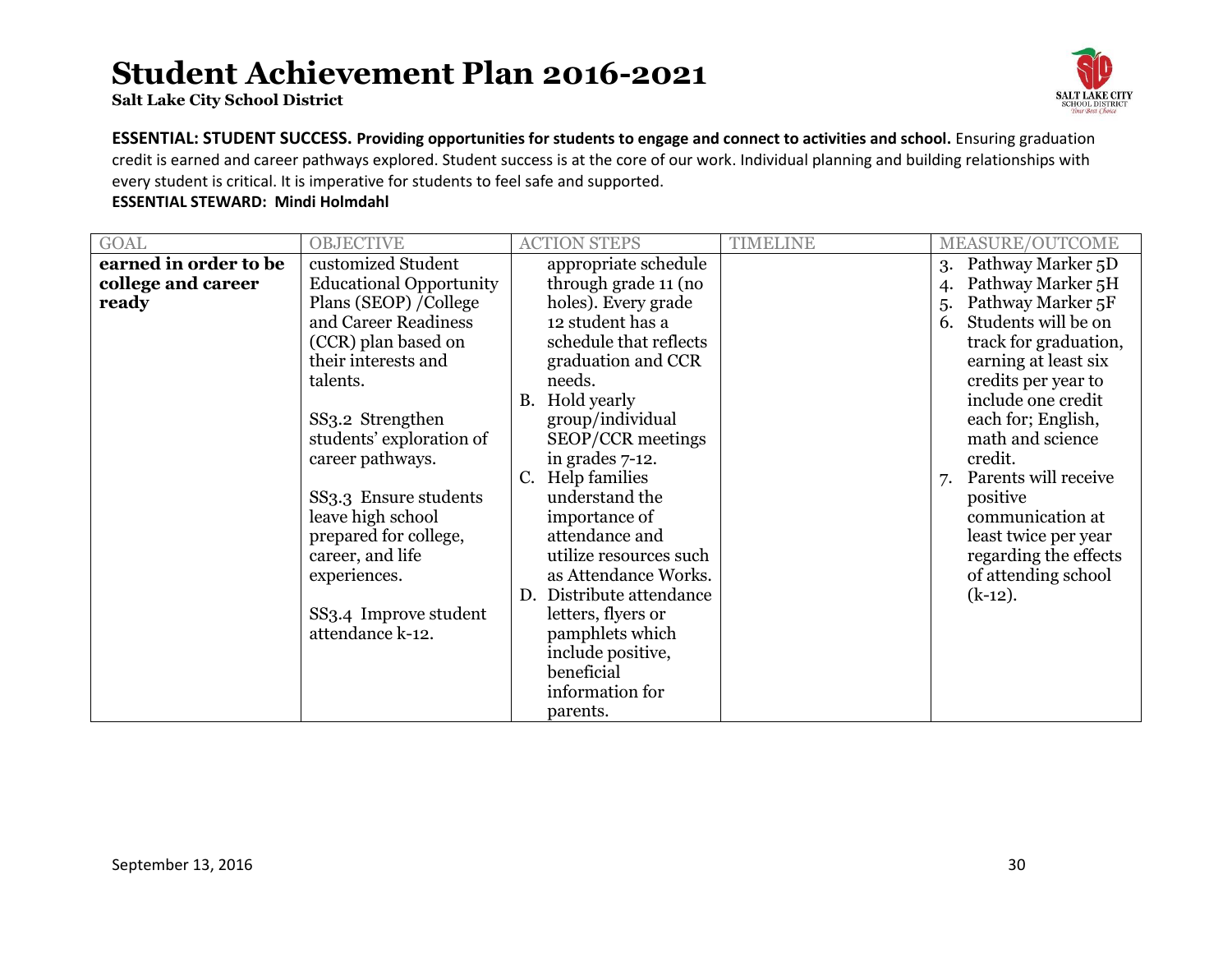# Student Achievement Plan 2016-2021

**Salt Lake City School District**

**ESSENTIAL: STUDENT SUCCESS. Providing opportunities for students to engage and connect to activities and school.** Ensuring graduation credit is earned and career pathways explored. Student success is at the core of our work. Individual planning and building relationships with every student is critical. It is imperative for students to feel safe and supported.

**ESSENTIAL STEWARD: Mindi Holmdahl**

| GOAL | OBJECTIVE | ACTION STEPS | TIMELINE | MEASURE/OUTCOME |
|---|---|---|---|---|
| **earned in order to be college and career ready** | customized Student Educational Opportunity Plans (SEOP) /College and Career Readiness (CCR) plan based on their interests and talents.<br><br>SS3.2 Strengthen students' exploration of career pathways.<br><br>SS3.3 Ensure students leave high school prepared for college, career, and life experiences.<br><br>SS3.4 Improve student attendance k-12. | appropriate schedule through grade 11 (no holes). Every grade 12 student has a schedule that reflects graduation and CCR needs.<br>B. Hold yearly group/individual SEOP/CCR meetings in grades 7-12.<br>C. Help families understand the importance of attendance and utilize resources such as Attendance Works.<br>D. Distribute attendance letters, flyers or pamphlets which include positive, beneficial information for parents. | | 3. Pathway Marker 5D<br>4. Pathway Marker 5H<br>5. Pathway Marker 5F<br>6. Students will be on track for graduation, earning at least six credits per year to include one credit each for; English, math and science credit.<br>7. Parents will receive positive communication at least twice per year regarding the effects of attending school (k-12). |

September 13, 2016